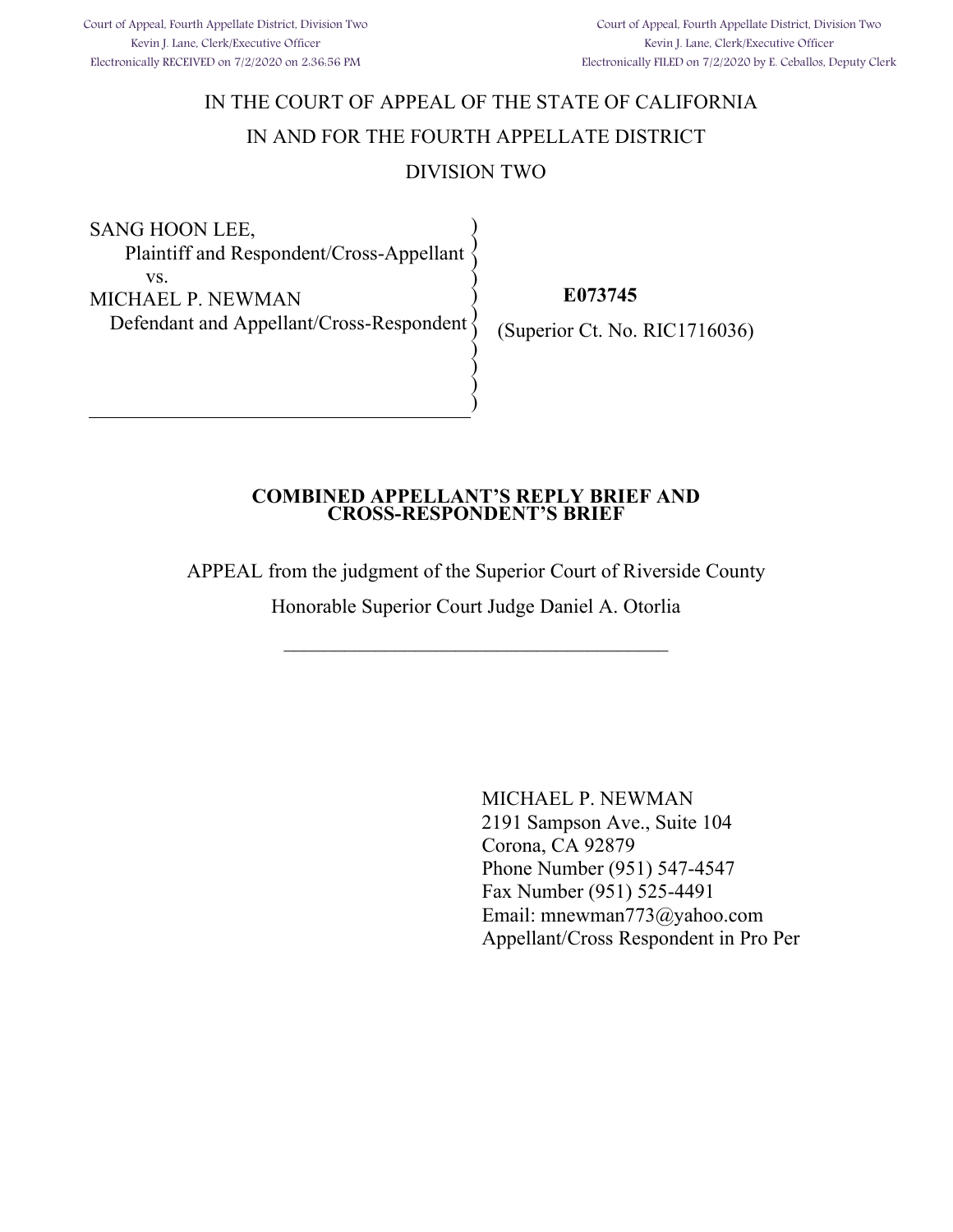Court of Appeal, Fourth Appellate District, Division Two
Kevin J. Lane, Clerk/Executive Officer
Electronically RECEIVED on 7/2/2020 on 2:36:56 PM

Court of Appeal, Fourth Appellate District, Division Two
Kevin J. Lane, Clerk/Executive Officer
Electronically FILED on 7/2/2020 by E. Ceballos, Deputy Clerk

IN THE COURT OF APPEAL OF THE STATE OF CALIFORNIA

IN AND FOR THE FOURTH APPELLATE DISTRICT

DIVISION TWO

SANG HOON LEE,
Plaintiff and Respondent/Cross-Appellant
vs.
MICHAEL P. NEWMAN
Defendant and Appellant/Cross-Respondent

**E073745**

(Superior Ct. No. RIC1716036)

**COMBINED APPELLANT'S REPLY BRIEF AND CROSS-RESPONDENT'S BRIEF**

APPEAL from the judgment of the Superior Court of Riverside County

Honorable Superior Court Judge Daniel A. Otorlia

---

MICHAEL P. NEWMAN
2191 Sampson Ave., Suite 104
Corona, CA 92879
Phone Number (951) 547-4547
Fax Number (951) 525-4491
Email: mnewman773@yahoo.com
Appellant/Cross Respondent in Pro Per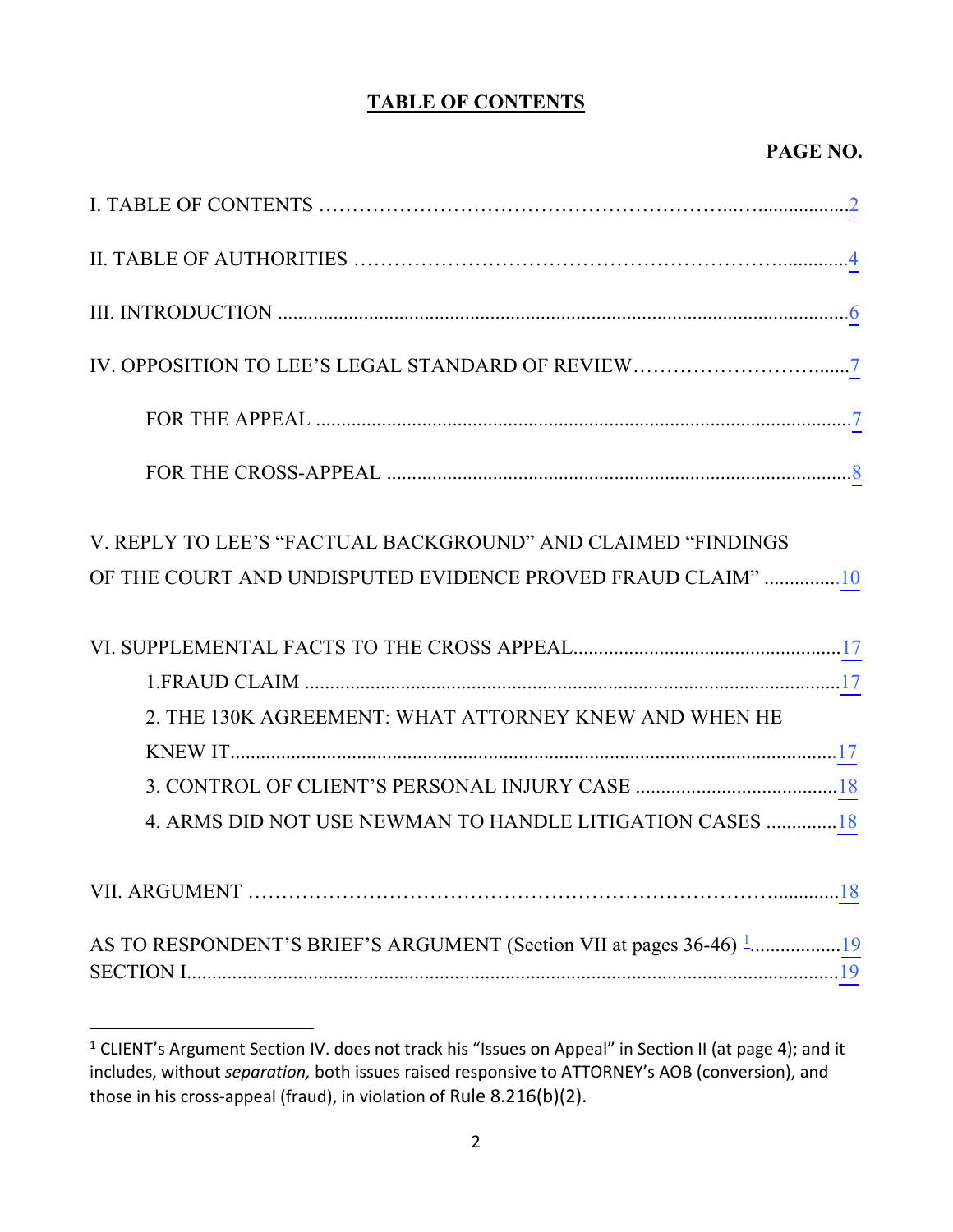# TABLE OF CONTENTS

**PAGE NO.**

I. TABLE OF CONTENTS .......................................................................2

II. TABLE OF AUTHORITIES .......................................................................4

III. INTRODUCTION .......................................................................6

IV. OPPOSITION TO LEE'S LEGAL STANDARD OF REVIEW.......................................................................7

FOR THE APPEAL .......................................................................7

FOR THE CROSS-APPEAL .......................................................................8

V. REPLY TO LEE'S "FACTUAL BACKGROUND" AND CLAIMED "FINDINGS OF THE COURT AND UNDISPUTED EVIDENCE PROVED FRAUD CLAIM" ..............10

VI. SUPPLEMENTAL FACTS TO THE CROSS APPEAL.......................................................................17

1.FRAUD CLAIM .......................................................................17

2. THE 130K AGREEMENT: WHAT ATTORNEY KNEW AND WHEN HE KNEW IT.......................................................................17

3. CONTROL OF CLIENT'S PERSONAL INJURY CASE .......................................................................18

4. ARMS DID NOT USE NEWMAN TO HANDLE LITIGATION CASES ..............18

VII. ARGUMENT .......................................................................18

AS TO RESPONDENT'S BRIEF'S ARGUMENT (Section VII at pages 36-46) [1].................19

SECTION I.......................................................................19

---

[1] CLIENT's Argument Section IV. does not track his "Issues on Appeal" in Section II (at page 4); and it includes, without *separation,* both issues raised responsive to ATTORNEY's AOB (conversion), and those in his cross-appeal (fraud), in violation of Rule 8.216(b)(2).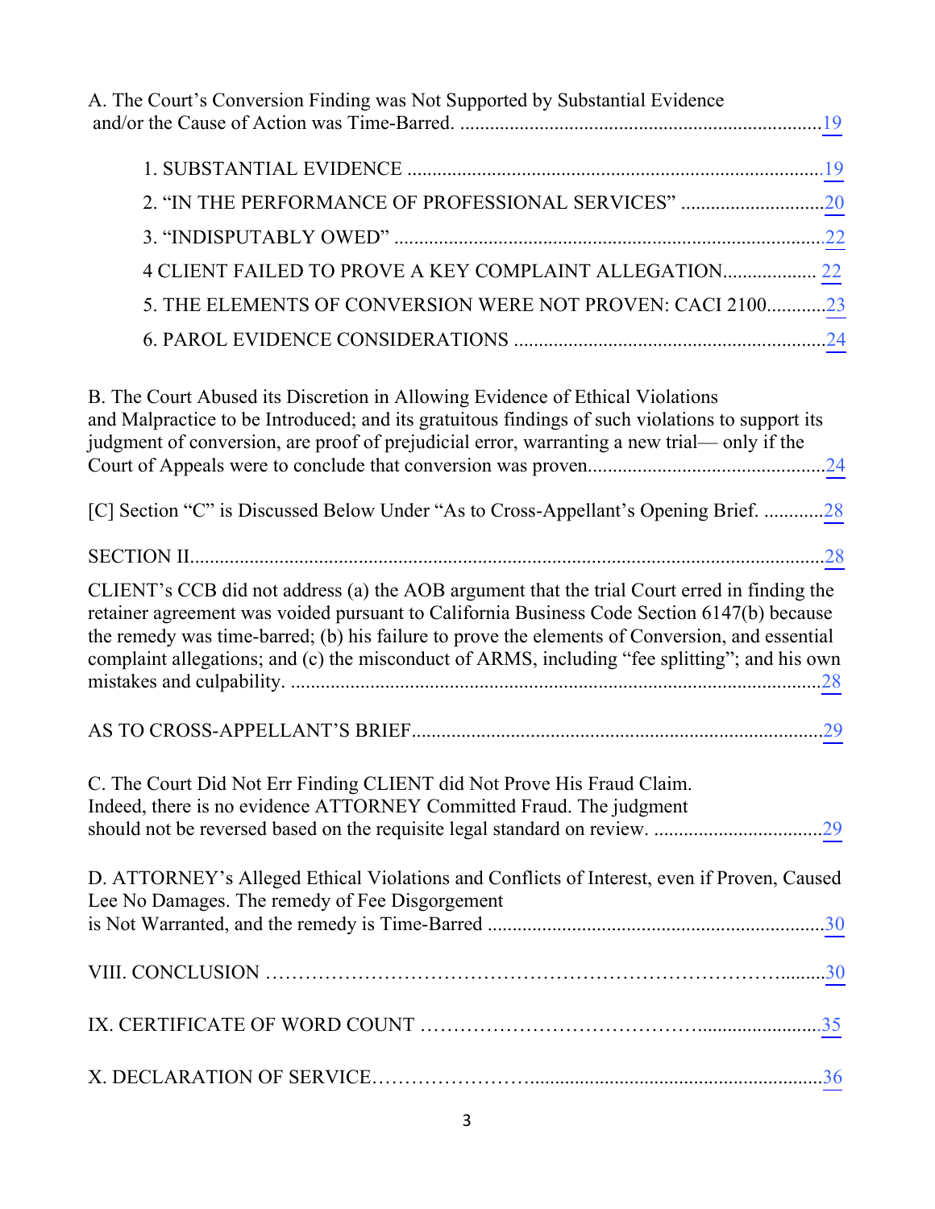A. The Court's Conversion Finding was Not Supported by Substantial Evidence and/or the Cause of Action was Time-Barred. .......................................................................19

1. SUBSTANTIAL EVIDENCE ..................................................................................19
2. "IN THE PERFORMANCE OF PROFESSIONAL SERVICES" ............................20
3. "INDISPUTABLY OWED" .....................................................................................22
4 CLIENT FAILED TO PROVE A KEY COMPLAINT ALLEGATION.................. 22
5. THE ELEMENTS OF CONVERSION WERE NOT PROVEN: CACI 2100............23
6. PAROL EVIDENCE CONSIDERATIONS ..............................................................24

B. The Court Abused its Discretion in Allowing Evidence of Ethical Violations and Malpractice to be Introduced; and its gratuitous findings of such violations to support its judgment of conversion, are proof of prejudicial error, warranting a new trial— only if the Court of Appeals were to conclude that conversion was proven................................................24

[C] Section "C" is Discussed Below Under "As to Cross-Appellant's Opening Brief. ............28

SECTION II.................................................................................................................28

CLIENT's CCB did not address (a) the AOB argument that the trial Court erred in finding the retainer agreement was voided pursuant to California Business Code Section 6147(b) because the remedy was time-barred; (b) his failure to prove the elements of Conversion, and essential complaint allegations; and (c) the misconduct of ARMS, including "fee splitting"; and his own mistakes and culpability. ..........................................................................................28

AS TO CROSS-APPELLANT'S BRIEF..................................................................................29

C. The Court Did Not Err Finding CLIENT did Not Prove His Fraud Claim. Indeed, there is no evidence ATTORNEY Committed Fraud. The judgment should not be reversed based on the requisite legal standard on review. .................................29

D. ATTORNEY's Alleged Ethical Violations and Conflicts of Interest, even if Proven, Caused Lee No Damages. The remedy of Fee Disgorgement is Not Warranted, and the remedy is Time-Barred ...................................................................30

VIII. CONCLUSION ……………………………………………………………………….........30

IX. CERTIFICATE OF WORD COUNT …………………………………..........................35

X. DECLARATION OF SERVICE…………………….........................................................36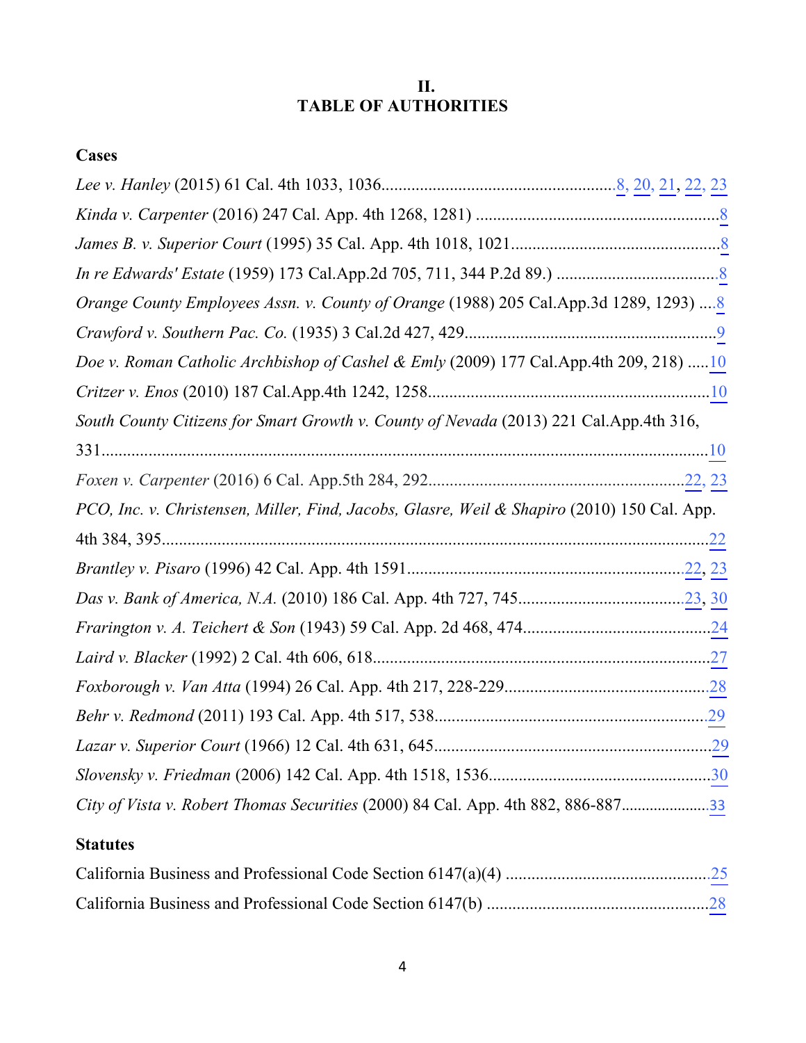# II.
# TABLE OF AUTHORITIES

### Cases

*Lee v. Hanley* (2015) 61 Cal. 4th 1033, 1036......................................................8, 20, 21, 22, 23

*Kinda v. Carpenter* (2016) 247 Cal. App. 4th 1268, 1281) .........................................................8

*James B. v. Superior Court* (1995) 35 Cal. App. 4th 1018, 1021.................................................8

*In re Edwards' Estate* (1959) 173 Cal.App.2d 705, 711, 344 P.2d 89.) .....................................8

*Orange County Employees Assn. v. County of Orange* (1988) 205 Cal.App.3d 1289, 1293) ....8

*Crawford v. Southern Pac. Co.* (1935) 3 Cal.2d 427, 429...........................................................9

*Doe v. Roman Catholic Archbishop of Cashel & Emly* (2009) 177 Cal.App.4th 209, 218) .....10

*Critzer v. Enos* (2010) 187 Cal.App.4th 1242, 1258..................................................................10

*South County Citizens for Smart Growth v. County of Nevada* (2013) 221 Cal.App.4th 316, 331...............................................................................................................................10

*Foxen v. Carpenter* (2016) 6 Cal. App.5th 284, 292............................................................22, 23

*PCO, Inc. v. Christensen, Miller, Find, Jacobs, Glasre, Weil & Shapiro* (2010) 150 Cal. App. 4th 384, 395.................................................................................................................................22

*Brantley v. Pisaro* (1996) 42 Cal. App. 4th 1591.................................................................22, 23

*Das v. Bank of America, N.A.* (2010) 186 Cal. App. 4th 727, 745......................................23, 30

*Frarington v. A. Teichert & Son* (1943) 59 Cal. App. 2d 468, 474............................................24

*Laird v. Blacker* (1992) 2 Cal. 4th 606, 618................................................................................27

*Foxborough v. Van Atta* (1994) 26 Cal. App. 4th 217, 228-229................................................28

*Behr v. Redmond* (2011) 193 Cal. App. 4th 517, 538................................................................29

*Lazar v. Superior Court* (1966) 12 Cal. 4th 631, 645.................................................................29

*Slovensky v. Friedman* (2006) 142 Cal. App. 4th 1518, 1536....................................................30

*City of Vista v. Robert Thomas Securities* (2000) 84 Cal. App. 4th 882, 886-887.....................33

### Statutes

California Business and Professional Code Section 6147(a)(4) ................................................25

California Business and Professional Code Section 6147(b) ....................................................28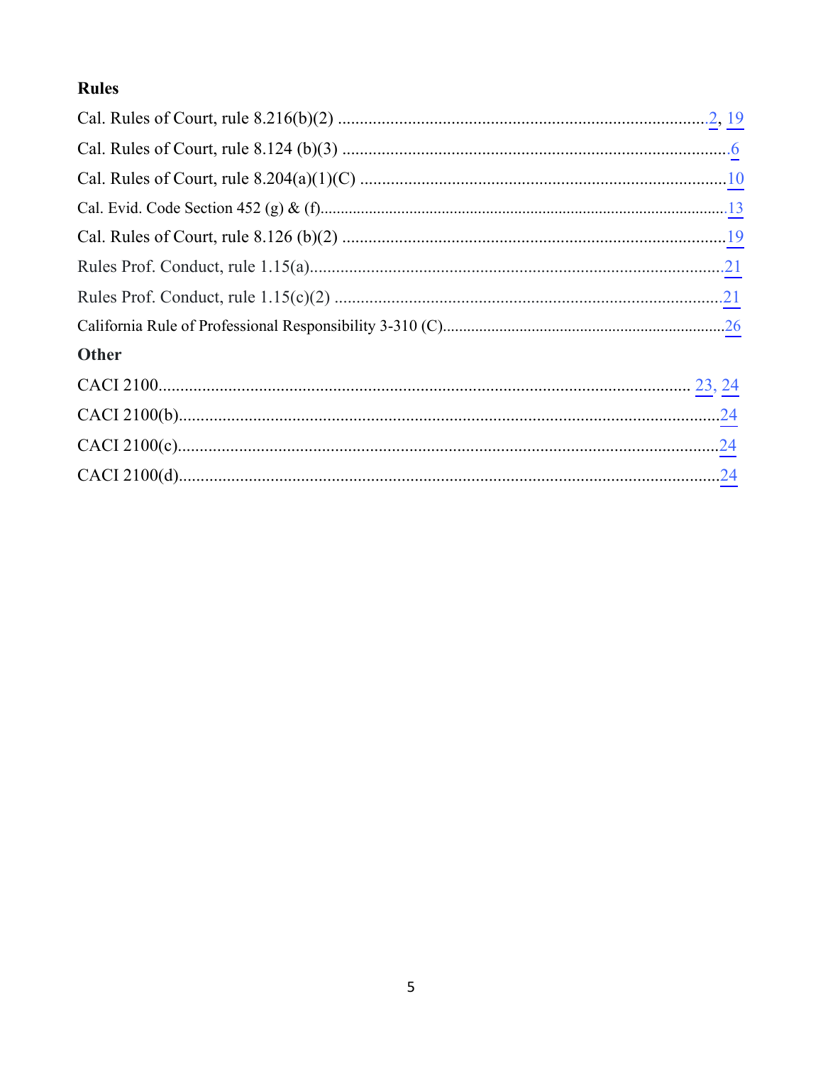**Rules**

Cal. Rules of Court, rule 8.216(b)(2) .......................................................................................2, 19

Cal. Rules of Court, rule 8.124 (b)(3) ..........................................................................................6

Cal. Rules of Court, rule 8.204(a)(1)(C) ....................................................................................10

Cal. Evid. Code Section 452 (g) & (f)......................................................................................13

Cal. Rules of Court, rule 8.126 (b)(2) ........................................................................................19

Rules Prof. Conduct, rule 1.15(a)...............................................................................................21

Rules Prof. Conduct, rule 1.15(c)(2) .........................................................................................21

California Rule of Professional Responsibility 3-310 (C).........................................................26

**Other**

CACI 2100....................................................................................................................... 23, 24

CACI 2100(b)............................................................................................................................24

CACI 2100(c).............................................................................................................................24

CACI 2100(d).............................................................................................................................24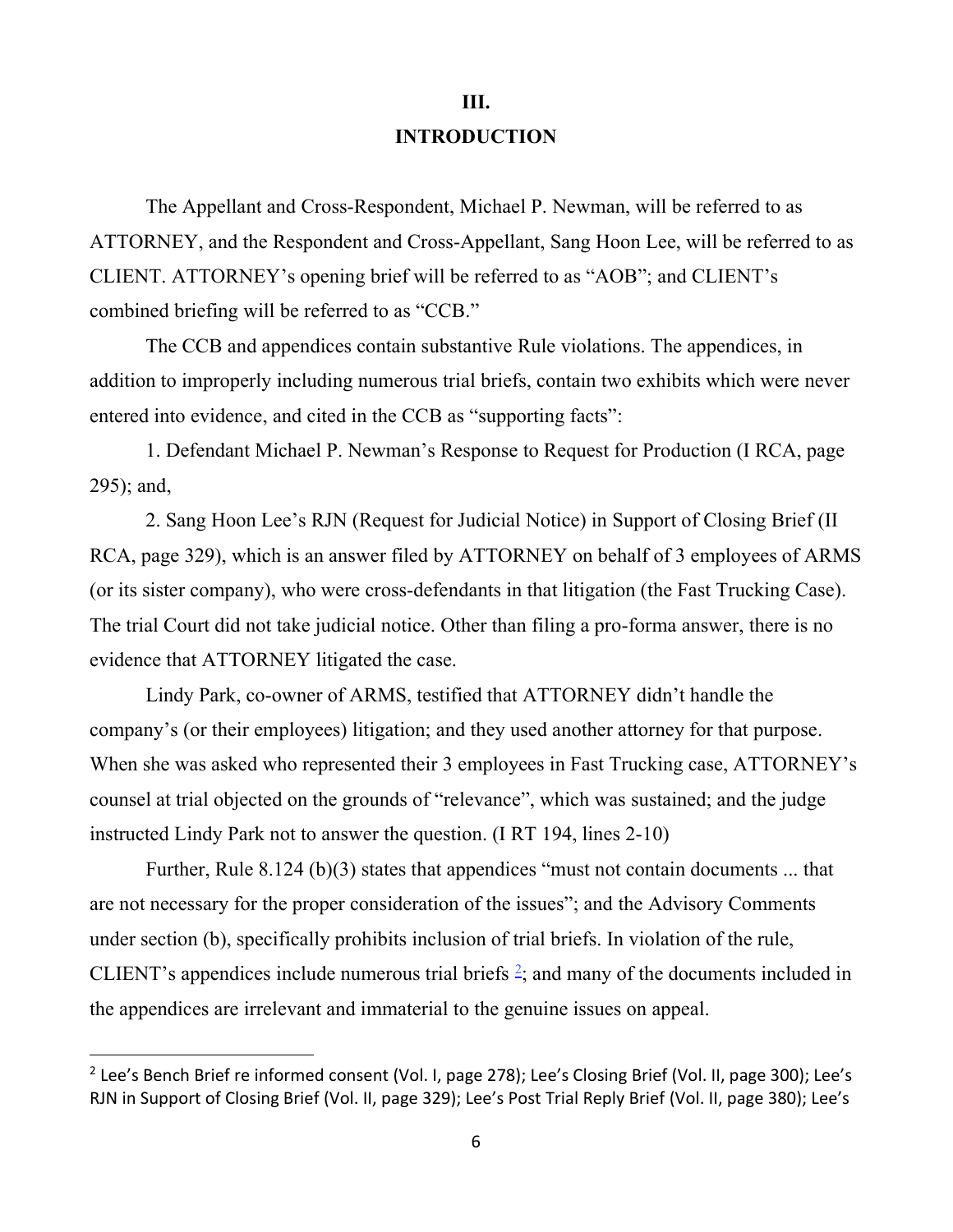## III.
## INTRODUCTION

The Appellant and Cross-Respondent, Michael P. Newman, will be referred to as ATTORNEY, and the Respondent and Cross-Appellant, Sang Hoon Lee, will be referred to as CLIENT. ATTORNEY's opening brief will be referred to as "AOB"; and CLIENT's combined briefing will be referred to as "CCB."

The CCB and appendices contain substantive Rule violations. The appendices, in addition to improperly including numerous trial briefs, contain two exhibits which were never entered into evidence, and cited in the CCB as "supporting facts":

1. Defendant Michael P. Newman's Response to Request for Production (I RCA, page 295); and,

2. Sang Hoon Lee's RJN (Request for Judicial Notice) in Support of Closing Brief (II RCA, page 329), which is an answer filed by ATTORNEY on behalf of 3 employees of ARMS (or its sister company), who were cross-defendants in that litigation (the Fast Trucking Case). The trial Court did not take judicial notice. Other than filing a pro-forma answer, there is no evidence that ATTORNEY litigated the case.

Lindy Park, co-owner of ARMS, testified that ATTORNEY didn't handle the company's (or their employees) litigation; and they used another attorney for that purpose. When she was asked who represented their 3 employees in Fast Trucking case, ATTORNEY's counsel at trial objected on the grounds of "relevance", which was sustained; and the judge instructed Lindy Park not to answer the question. (I RT 194, lines 2-10)

Further, Rule 8.124 (b)(3) states that appendices "must not contain documents ... that are not necessary for the proper consideration of the issues"; and the Advisory Comments under section (b), specifically prohibits inclusion of trial briefs. In violation of the rule, CLIENT's appendices include numerous trial briefs [2]; and many of the documents included in the appendices are irrelevant and immaterial to the genuine issues on appeal.

[2] Lee's Bench Brief re informed consent (Vol. I, page 278); Lee's Closing Brief (Vol. II, page 300); Lee's RJN in Support of Closing Brief (Vol. II, page 329); Lee's Post Trial Reply Brief (Vol. II, page 380); Lee's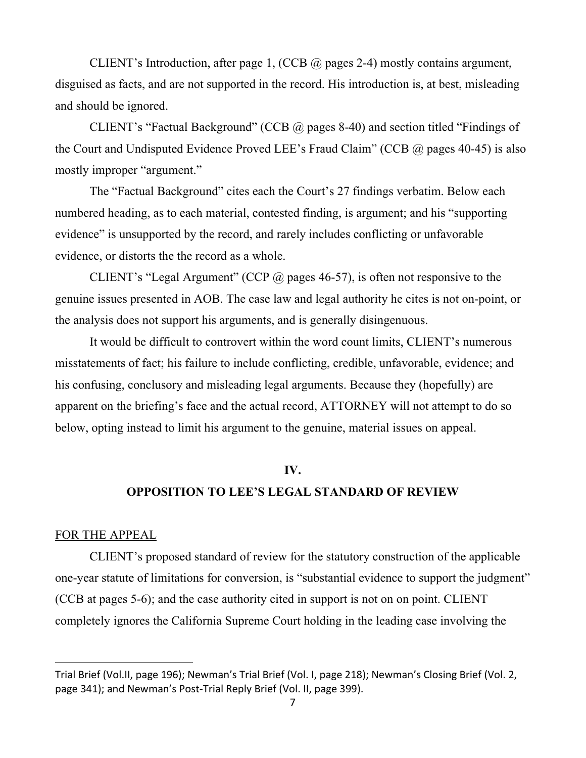CLIENT's Introduction, after page 1, (CCB @ pages 2-4) mostly contains argument, disguised as facts, and are not supported in the record. His introduction is, at best, misleading and should be ignored.

CLIENT's "Factual Background" (CCB @ pages 8-40) and section titled "Findings of the Court and Undisputed Evidence Proved LEE's Fraud Claim" (CCB @ pages 40-45) is also mostly improper "argument."

The "Factual Background" cites each the Court's 27 findings verbatim. Below each numbered heading, as to each material, contested finding, is argument; and his "supporting evidence" is unsupported by the record, and rarely includes conflicting or unfavorable evidence, or distorts the the record as a whole.

CLIENT's "Legal Argument" (CCP @ pages 46-57), is often not responsive to the genuine issues presented in AOB. The case law and legal authority he cites is not on-point, or the analysis does not support his arguments, and is generally disingenuous.

It would be difficult to controvert within the word count limits, CLIENT's numerous misstatements of fact; his failure to include conflicting, credible, unfavorable, evidence; and his confusing, conclusory and misleading legal arguments. Because they (hopefully) are apparent on the briefing's face and the actual record, ATTORNEY will not attempt to do so below, opting instead to limit his argument to the genuine, material issues on appeal.

## IV.

## OPPOSITION TO LEE'S LEGAL STANDARD OF REVIEW

FOR THE APPEAL

CLIENT's proposed standard of review for the statutory construction of the applicable one-year statute of limitations for conversion, is "substantial evidence to support the judgment" (CCB at pages 5-6); and the case authority cited in support is not on on point. CLIENT completely ignores the California Supreme Court holding in the leading case involving the

---

Trial Brief (Vol.II, page 196); Newman's Trial Brief (Vol. I, page 218); Newman's Closing Brief (Vol. 2, page 341); and Newman's Post-Trial Reply Brief (Vol. II, page 399).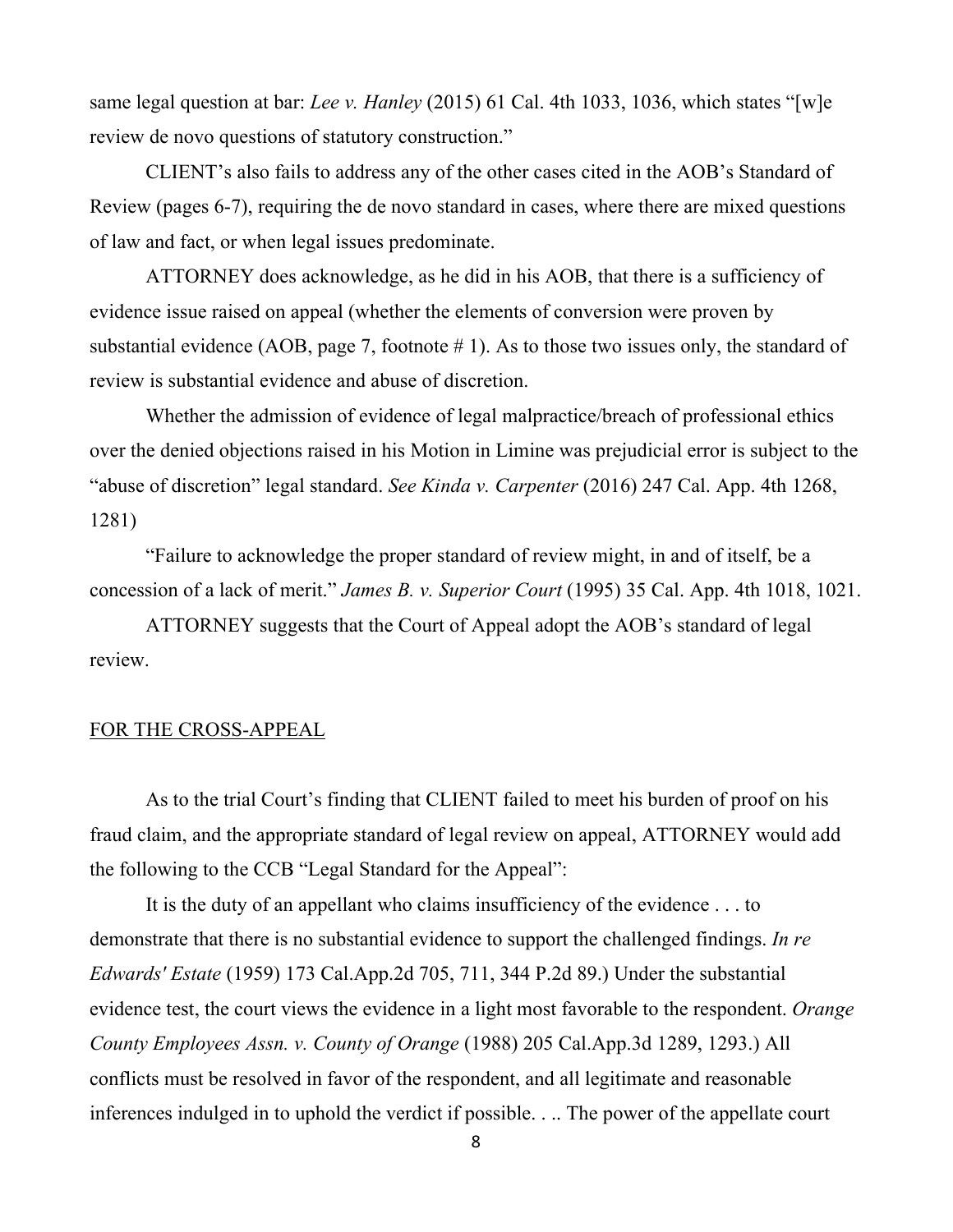same legal question at bar: *Lee v. Hanley* (2015) 61 Cal. 4th 1033, 1036, which states "[w]e review de novo questions of statutory construction."

CLIENT's also fails to address any of the other cases cited in the AOB's Standard of Review (pages 6-7), requiring the de novo standard in cases, where there are mixed questions of law and fact, or when legal issues predominate.

ATTORNEY does acknowledge, as he did in his AOB, that there is a sufficiency of evidence issue raised on appeal (whether the elements of conversion were proven by substantial evidence (AOB, page 7, footnote # 1). As to those two issues only, the standard of review is substantial evidence and abuse of discretion.

Whether the admission of evidence of legal malpractice/breach of professional ethics over the denied objections raised in his Motion in Limine was prejudicial error is subject to the "abuse of discretion" legal standard. *See Kinda v. Carpenter* (2016) 247 Cal. App. 4th 1268, 1281)

"Failure to acknowledge the proper standard of review might, in and of itself, be a concession of a lack of merit." *James B. v. Superior Court* (1995) 35 Cal. App. 4th 1018, 1021.

ATTORNEY suggests that the Court of Appeal adopt the AOB's standard of legal review.

<u>FOR THE CROSS-APPEAL</u>

As to the trial Court's finding that CLIENT failed to meet his burden of proof on his fraud claim, and the appropriate standard of legal review on appeal, ATTORNEY would add the following to the CCB "Legal Standard for the Appeal":

It is the duty of an appellant who claims insufficiency of the evidence . . . to demonstrate that there is no substantial evidence to support the challenged findings. *In re Edwards' Estate* (1959) 173 Cal.App.2d 705, 711, 344 P.2d 89.) Under the substantial evidence test, the court views the evidence in a light most favorable to the respondent. *Orange County Employees Assn. v. County of Orange* (1988) 205 Cal.App.3d 1289, 1293.) All conflicts must be resolved in favor of the respondent, and all legitimate and reasonable inferences indulged in to uphold the verdict if possible. . .. The power of the appellate court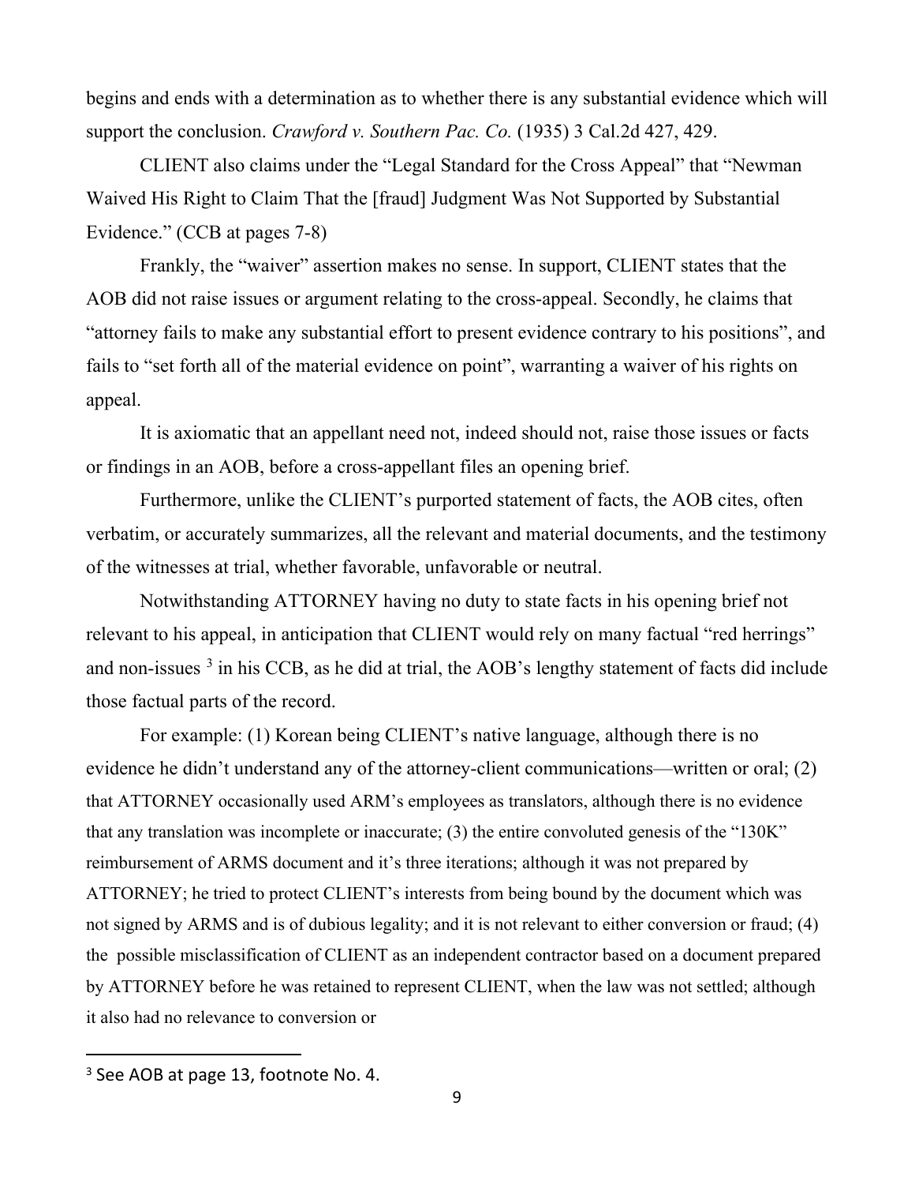begins and ends with a determination as to whether there is any substantial evidence which will support the conclusion. *Crawford v. Southern Pac. Co.* (1935) 3 Cal.2d 427, 429.

CLIENT also claims under the "Legal Standard for the Cross Appeal" that "Newman Waived His Right to Claim That the [fraud] Judgment Was Not Supported by Substantial Evidence." (CCB at pages 7-8)

Frankly, the "waiver" assertion makes no sense. In support, CLIENT states that the AOB did not raise issues or argument relating to the cross-appeal. Secondly, he claims that "attorney fails to make any substantial effort to present evidence contrary to his positions", and fails to "set forth all of the material evidence on point", warranting a waiver of his rights on appeal.

It is axiomatic that an appellant need not, indeed should not, raise those issues or facts or findings in an AOB, before a cross-appellant files an opening brief.

Furthermore, unlike the CLIENT's purported statement of facts, the AOB cites, often verbatim, or accurately summarizes, all the relevant and material documents, and the testimony of the witnesses at trial, whether favorable, unfavorable or neutral.

Notwithstanding ATTORNEY having no duty to state facts in his opening brief not relevant to his appeal, in anticipation that CLIENT would rely on many factual "red herrings" and non-issues [3] in his CCB, as he did at trial, the AOB's lengthy statement of facts did include those factual parts of the record.

For example: (1) Korean being CLIENT's native language, although there is no evidence he didn't understand any of the attorney-client communications—written or oral; (2) that ATTORNEY occasionally used ARM's employees as translators, although there is no evidence that any translation was incomplete or inaccurate; (3) the entire convoluted genesis of the "130K" reimbursement of ARMS document and it's three iterations; although it was not prepared by ATTORNEY; he tried to protect CLIENT's interests from being bound by the document which was not signed by ARMS and is of dubious legality; and it is not relevant to either conversion or fraud; (4) the possible misclassification of CLIENT as an independent contractor based on a document prepared by ATTORNEY before he was retained to represent CLIENT, when the law was not settled; although it also had no relevance to conversion or

[3] See AOB at page 13, footnote No. 4.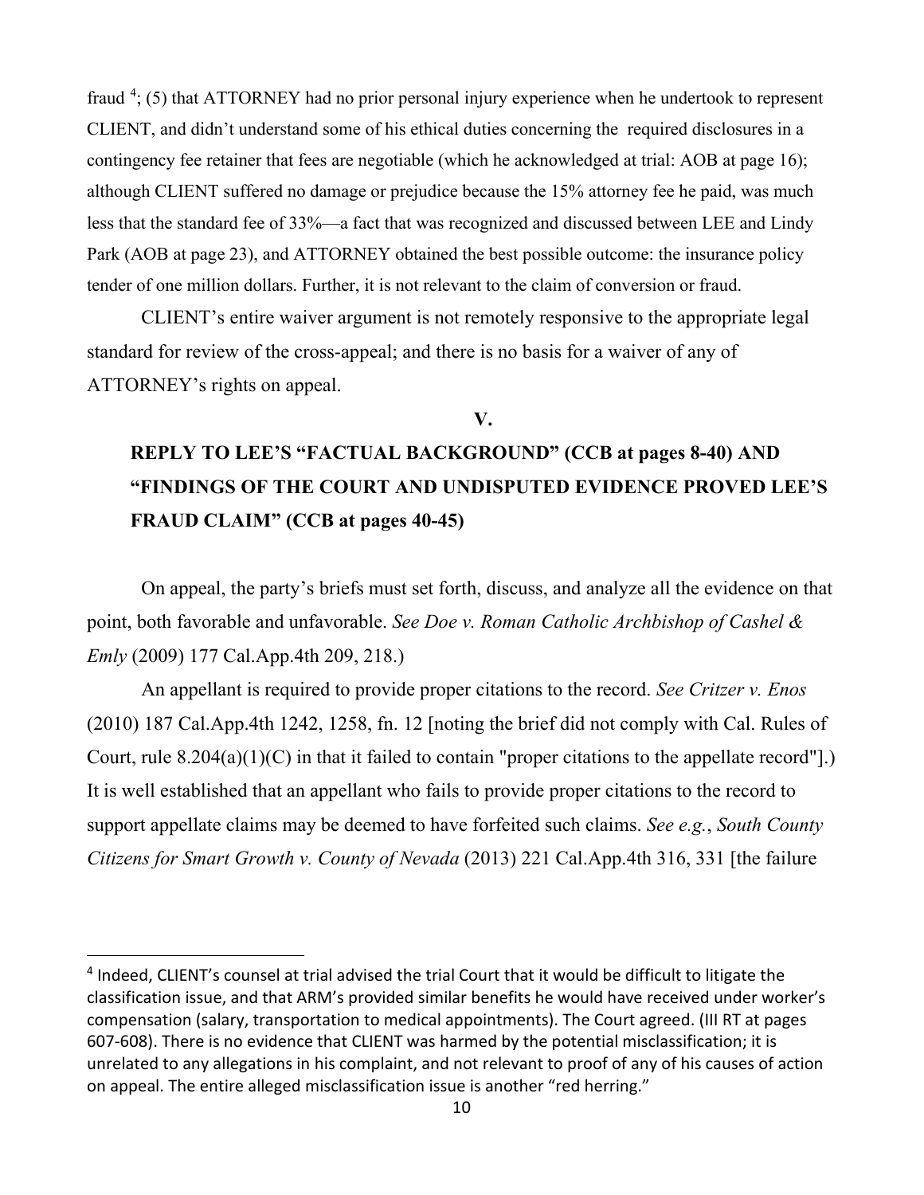fraud [4]; (5) that ATTORNEY had no prior personal injury experience when he undertook to represent CLIENT, and didn't understand some of his ethical duties concerning the required disclosures in a contingency fee retainer that fees are negotiable (which he acknowledged at trial: AOB at page 16); although CLIENT suffered no damage or prejudice because the 15% attorney fee he paid, was much less that the standard fee of 33%—a fact that was recognized and discussed between LEE and Lindy Park (AOB at page 23), and ATTORNEY obtained the best possible outcome: the insurance policy tender of one million dollars. Further, it is not relevant to the claim of conversion or fraud.

CLIENT's entire waiver argument is not remotely responsive to the appropriate legal standard for review of the cross-appeal; and there is no basis for a waiver of any of ATTORNEY's rights on appeal.

## V.

## REPLY TO LEE'S "FACTUAL BACKGROUND" (CCB at pages 8-40) AND "FINDINGS OF THE COURT AND UNDISPUTED EVIDENCE PROVED LEE'S FRAUD CLAIM" (CCB at pages 40-45)

On appeal, the party's briefs must set forth, discuss, and analyze all the evidence on that point, both favorable and unfavorable. *See Doe v. Roman Catholic Archbishop of Cashel & Emly* (2009) 177 Cal.App.4th 209, 218.)

An appellant is required to provide proper citations to the record. *See Critzer v. Enos* (2010) 187 Cal.App.4th 1242, 1258, fn. 12 [noting the brief did not comply with Cal. Rules of Court, rule 8.204(a)(1)(C) in that it failed to contain "proper citations to the appellate record"].) It is well established that an appellant who fails to provide proper citations to the record to support appellate claims may be deemed to have forfeited such claims. *See e.g.*, *South County Citizens for Smart Growth v. County of Nevada* (2013) 221 Cal.App.4th 316, 331 [the failure

---

[4] Indeed, CLIENT's counsel at trial advised the trial Court that it would be difficult to litigate the classification issue, and that ARM's provided similar benefits he would have received under worker's compensation (salary, transportation to medical appointments). The Court agreed. (III RT at pages 607-608). There is no evidence that CLIENT was harmed by the potential misclassification; it is unrelated to any allegations in his complaint, and not relevant to proof of any of his causes of action on appeal. The entire alleged misclassification issue is another "red herring."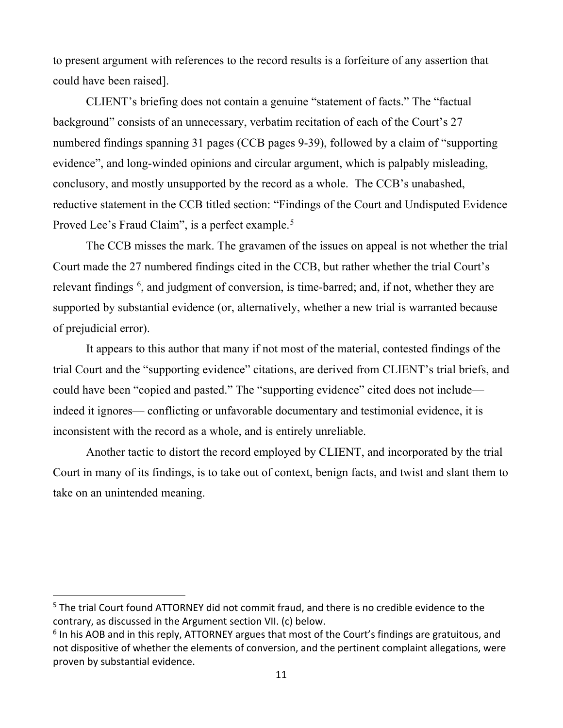to present argument with references to the record results is a forfeiture of any assertion that could have been raised].

CLIENT's briefing does not contain a genuine "statement of facts." The "factual background" consists of an unnecessary, verbatim recitation of each of the Court's 27 numbered findings spanning 31 pages (CCB pages 9-39), followed by a claim of "supporting evidence", and long-winded opinions and circular argument, which is palpably misleading, conclusory, and mostly unsupported by the record as a whole. The CCB's unabashed, reductive statement in the CCB titled section: "Findings of the Court and Undisputed Evidence Proved Lee's Fraud Claim", is a perfect example.[5]

The CCB misses the mark. The gravamen of the issues on appeal is not whether the trial Court made the 27 numbered findings cited in the CCB, but rather whether the trial Court's relevant findings [6], and judgment of conversion, is time-barred; and, if not, whether they are supported by substantial evidence (or, alternatively, whether a new trial is warranted because of prejudicial error).

It appears to this author that many if not most of the material, contested findings of the trial Court and the "supporting evidence" citations, are derived from CLIENT's trial briefs, and could have been "copied and pasted." The "supporting evidence" cited does not include—indeed it ignores— conflicting or unfavorable documentary and testimonial evidence, it is inconsistent with the record as a whole, and is entirely unreliable.

Another tactic to distort the record employed by CLIENT, and incorporated by the trial Court in many of its findings, is to take out of context, benign facts, and twist and slant them to take on an unintended meaning.

---

[5] The trial Court found ATTORNEY did not commit fraud, and there is no credible evidence to the contrary, as discussed in the Argument section VII. (c) below.

[6] In his AOB and in this reply, ATTORNEY argues that most of the Court's findings are gratuitous, and not dispositive of whether the elements of conversion, and the pertinent complaint allegations, were proven by substantial evidence.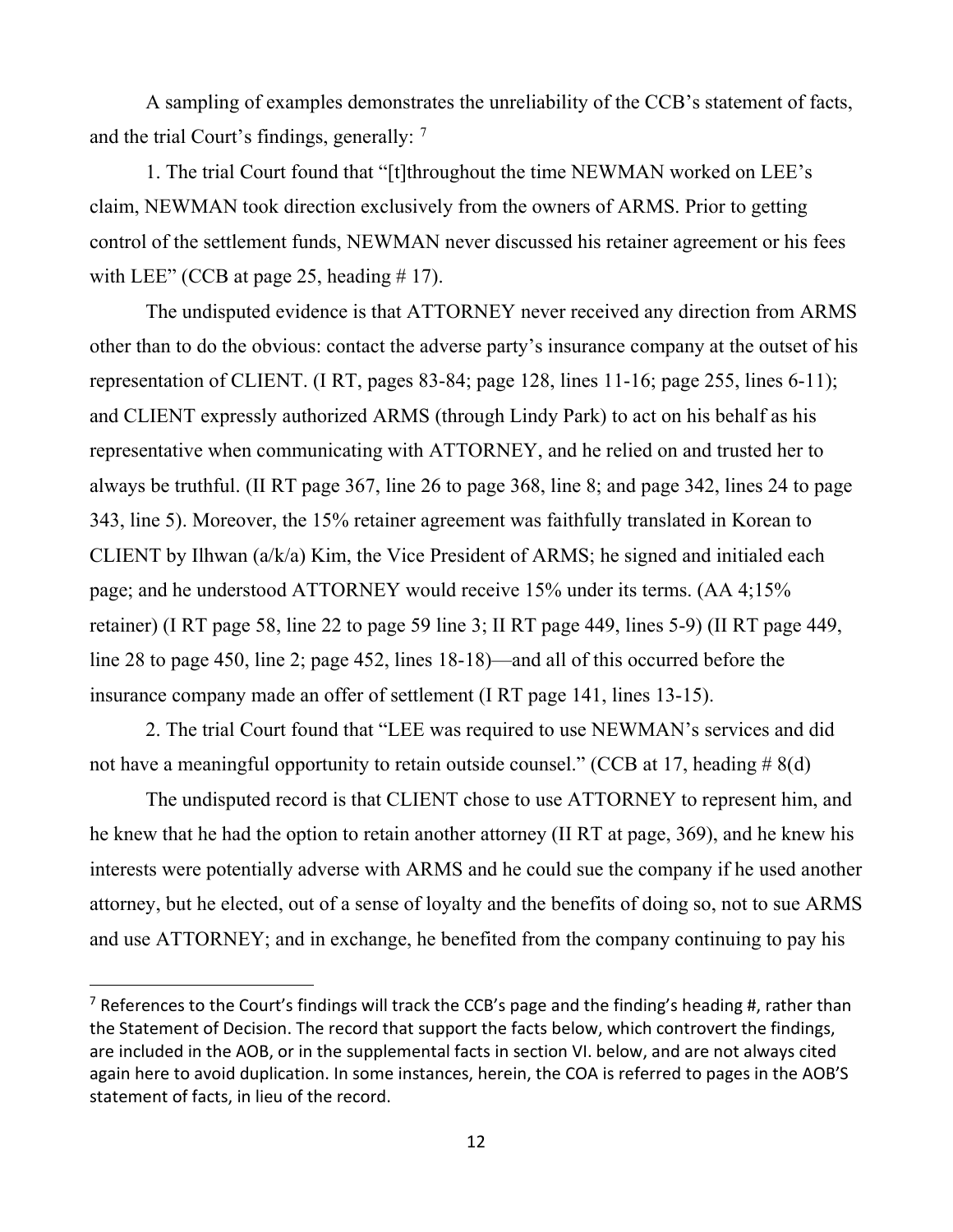A sampling of examples demonstrates the unreliability of the CCB's statement of facts, and the trial Court's findings, generally: [7]

1. The trial Court found that "[t]throughout the time NEWMAN worked on LEE's claim, NEWMAN took direction exclusively from the owners of ARMS. Prior to getting control of the settlement funds, NEWMAN never discussed his retainer agreement or his fees with LEE" (CCB at page 25, heading # 17).

The undisputed evidence is that ATTORNEY never received any direction from ARMS other than to do the obvious: contact the adverse party's insurance company at the outset of his representation of CLIENT. (I RT, pages 83-84; page 128, lines 11-16; page 255, lines 6-11); and CLIENT expressly authorized ARMS (through Lindy Park) to act on his behalf as his representative when communicating with ATTORNEY, and he relied on and trusted her to always be truthful. (II RT page 367, line 26 to page 368, line 8; and page 342, lines 24 to page 343, line 5). Moreover, the 15% retainer agreement was faithfully translated in Korean to CLIENT by Ilhwan (a/k/a) Kim, the Vice President of ARMS; he signed and initialed each page; and he understood ATTORNEY would receive 15% under its terms. (AA 4;15% retainer) (I RT page 58, line 22 to page 59 line 3; II RT page 449, lines 5-9) (II RT page 449, line 28 to page 450, line 2; page 452, lines 18-18)—and all of this occurred before the insurance company made an offer of settlement (I RT page 141, lines 13-15).

2. The trial Court found that "LEE was required to use NEWMAN's services and did not have a meaningful opportunity to retain outside counsel." (CCB at 17, heading # 8(d)

The undisputed record is that CLIENT chose to use ATTORNEY to represent him, and he knew that he had the option to retain another attorney (II RT at page, 369), and he knew his interests were potentially adverse with ARMS and he could sue the company if he used another attorney, but he elected, out of a sense of loyalty and the benefits of doing so, not to sue ARMS and use ATTORNEY; and in exchange, he benefited from the company continuing to pay his

[7] References to the Court's findings will track the CCB's page and the finding's heading #, rather than the Statement of Decision. The record that support the facts below, which controvert the findings, are included in the AOB, or in the supplemental facts in section VI. below, and are not always cited again here to avoid duplication. In some instances, herein, the COA is referred to pages in the AOB'S statement of facts, in lieu of the record.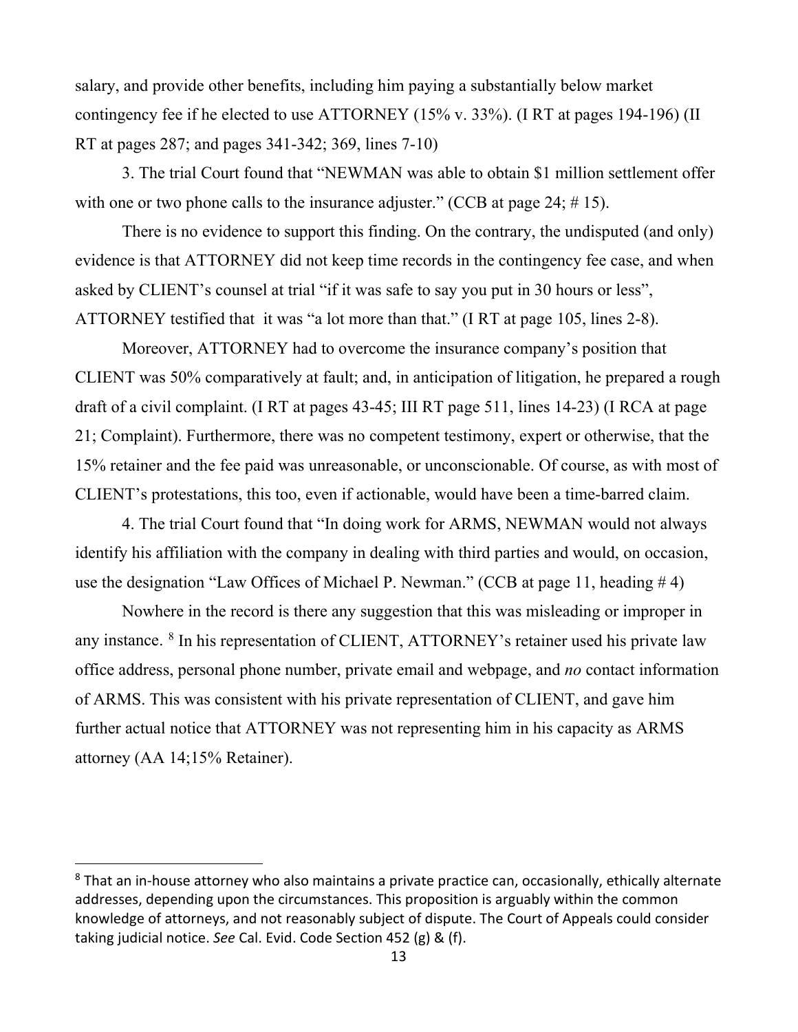salary, and provide other benefits, including him paying a substantially below market contingency fee if he elected to use ATTORNEY (15% v. 33%). (I RT at pages 194-196) (II RT at pages 287; and pages 341-342; 369, lines 7-10)

3. The trial Court found that "NEWMAN was able to obtain $1 million settlement offer with one or two phone calls to the insurance adjuster." (CCB at page 24; # 15).

There is no evidence to support this finding. On the contrary, the undisputed (and only) evidence is that ATTORNEY did not keep time records in the contingency fee case, and when asked by CLIENT's counsel at trial "if it was safe to say you put in 30 hours or less", ATTORNEY testified that it was "a lot more than that." (I RT at page 105, lines 2-8).

Moreover, ATTORNEY had to overcome the insurance company's position that CLIENT was 50% comparatively at fault; and, in anticipation of litigation, he prepared a rough draft of a civil complaint. (I RT at pages 43-45; III RT page 511, lines 14-23) (I RCA at page 21; Complaint). Furthermore, there was no competent testimony, expert or otherwise, that the 15% retainer and the fee paid was unreasonable, or unconscionable. Of course, as with most of CLIENT's protestations, this too, even if actionable, would have been a time-barred claim.

4. The trial Court found that "In doing work for ARMS, NEWMAN would not always identify his affiliation with the company in dealing with third parties and would, on occasion, use the designation "Law Offices of Michael P. Newman." (CCB at page 11, heading # 4)

Nowhere in the record is there any suggestion that this was misleading or improper in any instance. [8] In his representation of CLIENT, ATTORNEY's retainer used his private law office address, personal phone number, private email and webpage, and *no* contact information of ARMS. This was consistent with his private representation of CLIENT, and gave him further actual notice that ATTORNEY was not representing him in his capacity as ARMS attorney (AA 14;15% Retainer).

[8] That an in-house attorney who also maintains a private practice can, occasionally, ethically alternate addresses, depending upon the circumstances. This proposition is arguably within the common knowledge of attorneys, and not reasonably subject of dispute. The Court of Appeals could consider taking judicial notice. *See* Cal. Evid. Code Section 452 (g) & (f).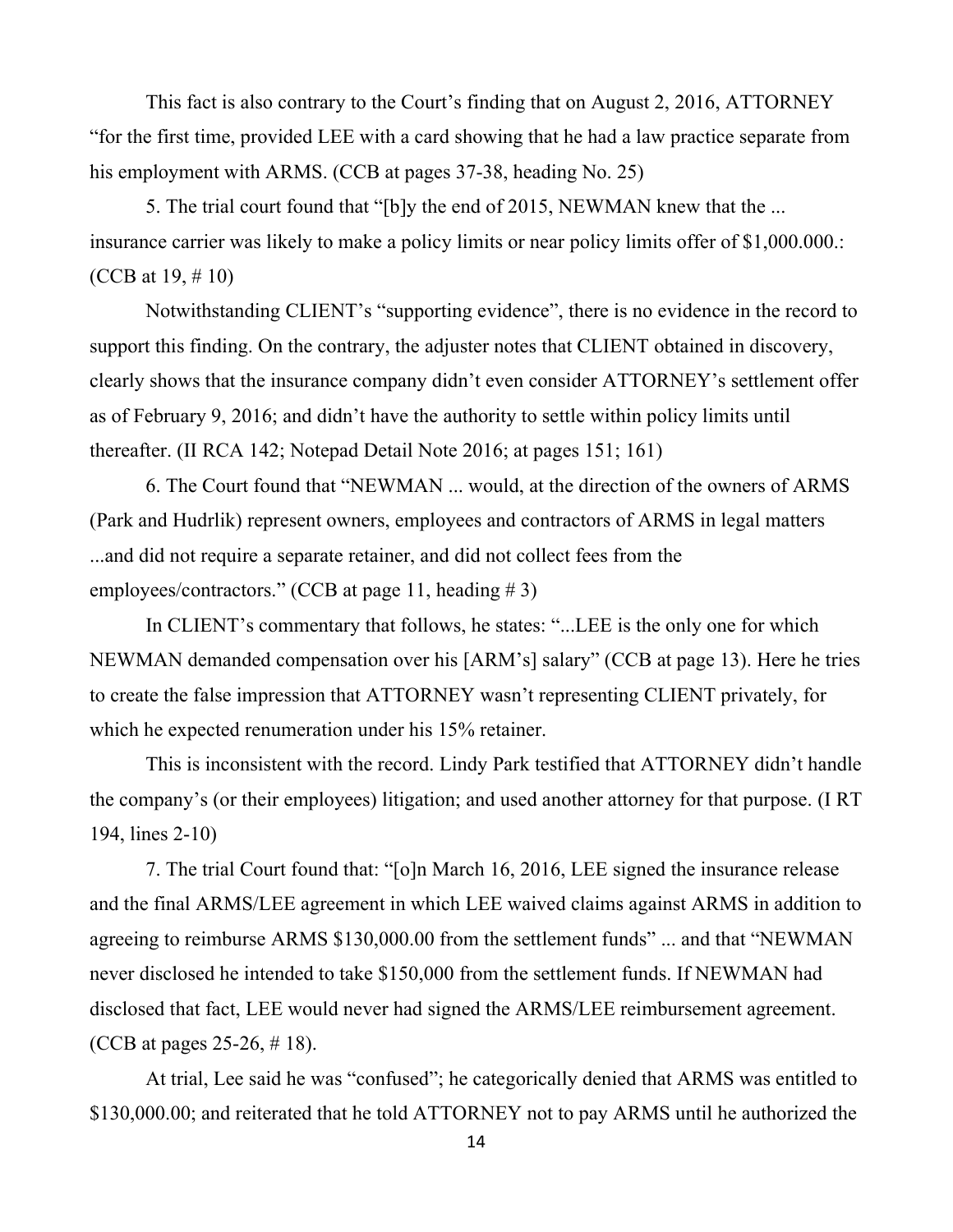This fact is also contrary to the Court's finding that on August 2, 2016, ATTORNEY "for the first time, provided LEE with a card showing that he had a law practice separate from his employment with ARMS. (CCB at pages 37-38, heading No. 25)

5. The trial court found that "[b]y the end of 2015, NEWMAN knew that the ... insurance carrier was likely to make a policy limits or near policy limits offer of $1,000.000.: (CCB at 19, # 10)

Notwithstanding CLIENT's "supporting evidence", there is no evidence in the record to support this finding. On the contrary, the adjuster notes that CLIENT obtained in discovery, clearly shows that the insurance company didn't even consider ATTORNEY's settlement offer as of February 9, 2016; and didn't have the authority to settle within policy limits until thereafter. (II RCA 142; Notepad Detail Note 2016; at pages 151; 161)

6. The Court found that "NEWMAN ... would, at the direction of the owners of ARMS (Park and Hudrlik) represent owners, employees and contractors of ARMS in legal matters ...and did not require a separate retainer, and did not collect fees from the employees/contractors." (CCB at page 11, heading # 3)

In CLIENT's commentary that follows, he states: "...LEE is the only one for which NEWMAN demanded compensation over his [ARM's] salary" (CCB at page 13). Here he tries to create the false impression that ATTORNEY wasn't representing CLIENT privately, for which he expected renumeration under his 15% retainer.

This is inconsistent with the record. Lindy Park testified that ATTORNEY didn't handle the company's (or their employees) litigation; and used another attorney for that purpose. (I RT 194, lines 2-10)

7. The trial Court found that: "[o]n March 16, 2016, LEE signed the insurance release and the final ARMS/LEE agreement in which LEE waived claims against ARMS in addition to agreeing to reimburse ARMS $130,000.00 from the settlement funds" ... and that "NEWMAN never disclosed he intended to take $150,000 from the settlement funds. If NEWMAN had disclosed that fact, LEE would never had signed the ARMS/LEE reimbursement agreement. (CCB at pages 25-26, # 18).

At trial, Lee said he was "confused"; he categorically denied that ARMS was entitled to $130,000.00; and reiterated that he told ATTORNEY not to pay ARMS until he authorized the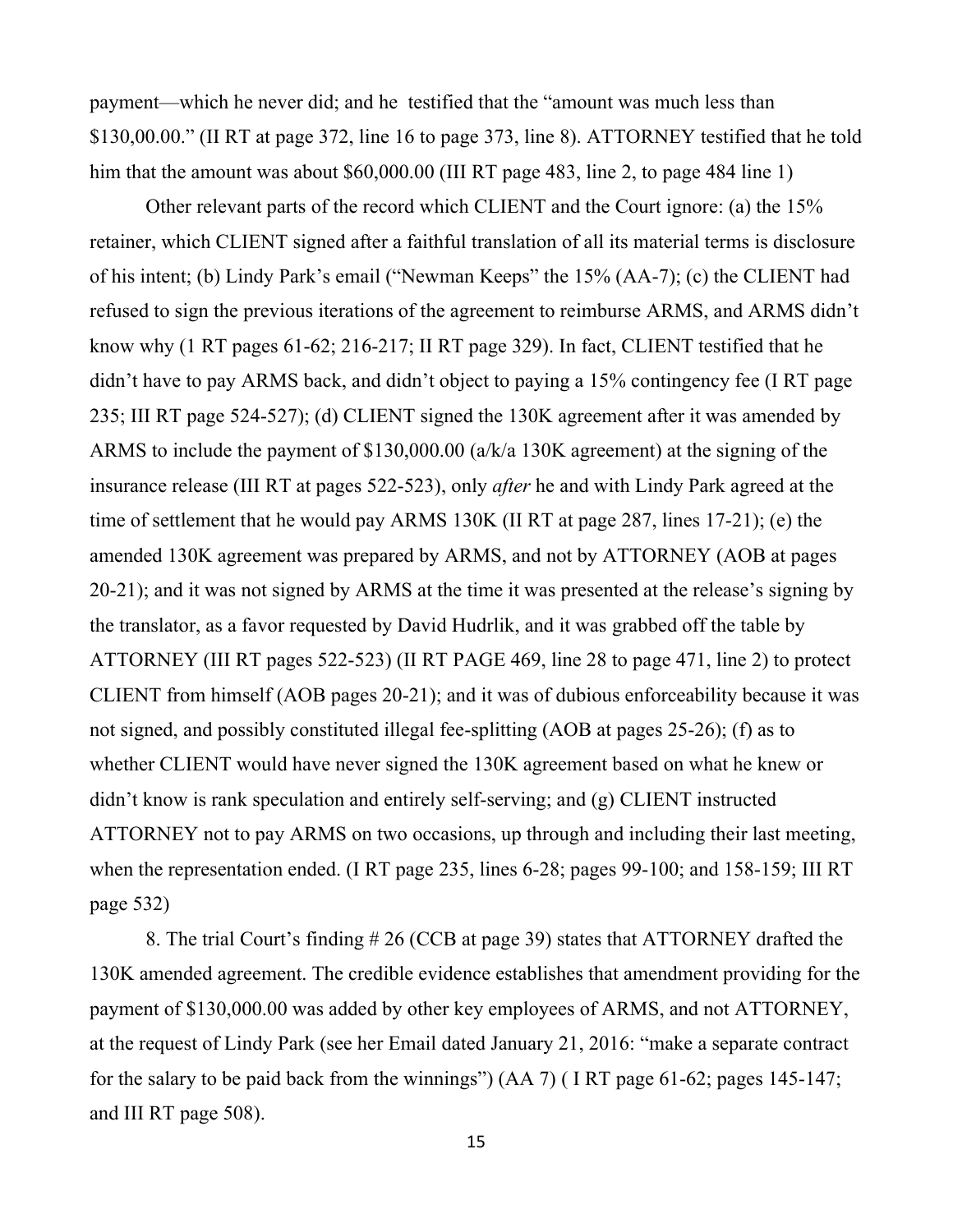payment—which he never did; and he testified that the "amount was much less than $130,00.00." (II RT at page 372, line 16 to page 373, line 8). ATTORNEY testified that he told him that the amount was about $60,000.00 (III RT page 483, line 2, to page 484 line 1)

Other relevant parts of the record which CLIENT and the Court ignore: (a) the 15% retainer, which CLIENT signed after a faithful translation of all its material terms is disclosure of his intent; (b) Lindy Park's email ("Newman Keeps" the 15% (AA-7); (c) the CLIENT had refused to sign the previous iterations of the agreement to reimburse ARMS, and ARMS didn't know why (1 RT pages 61-62; 216-217; II RT page 329). In fact, CLIENT testified that he didn't have to pay ARMS back, and didn't object to paying a 15% contingency fee (I RT page 235; III RT page 524-527); (d) CLIENT signed the 130K agreement after it was amended by ARMS to include the payment of $130,000.00 (a/k/a 130K agreement) at the signing of the insurance release (III RT at pages 522-523), only *after* he and with Lindy Park agreed at the time of settlement that he would pay ARMS 130K (II RT at page 287, lines 17-21); (e) the amended 130K agreement was prepared by ARMS, and not by ATTORNEY (AOB at pages 20-21); and it was not signed by ARMS at the time it was presented at the release's signing by the translator, as a favor requested by David Hudrlik, and it was grabbed off the table by ATTORNEY (III RT pages 522-523) (II RT PAGE 469, line 28 to page 471, line 2) to protect CLIENT from himself (AOB pages 20-21); and it was of dubious enforceability because it was not signed, and possibly constituted illegal fee-splitting (AOB at pages 25-26); (f) as to whether CLIENT would have never signed the 130K agreement based on what he knew or didn't know is rank speculation and entirely self-serving; and (g) CLIENT instructed ATTORNEY not to pay ARMS on two occasions, up through and including their last meeting, when the representation ended. (I RT page 235, lines 6-28; pages 99-100; and 158-159; III RT page 532)

8. The trial Court's finding # 26 (CCB at page 39) states that ATTORNEY drafted the 130K amended agreement. The credible evidence establishes that amendment providing for the payment of $130,000.00 was added by other key employees of ARMS, and not ATTORNEY, at the request of Lindy Park (see her Email dated January 21, 2016: "make a separate contract for the salary to be paid back from the winnings") (AA 7) ( I RT page 61-62; pages 145-147; and III RT page 508).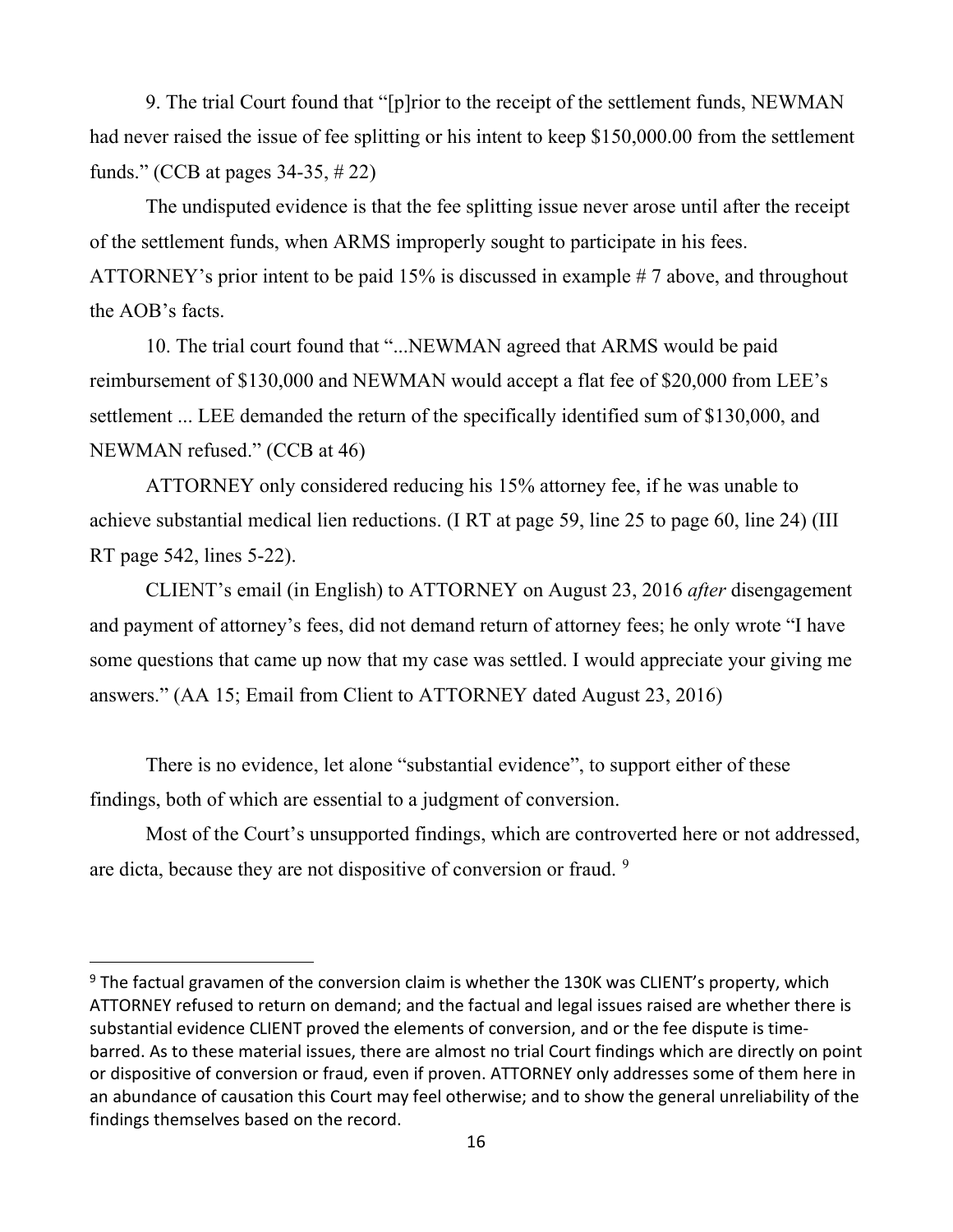9. The trial Court found that "[p]rior to the receipt of the settlement funds, NEWMAN had never raised the issue of fee splitting or his intent to keep $150,000.00 from the settlement funds." (CCB at pages 34-35, # 22)

The undisputed evidence is that the fee splitting issue never arose until after the receipt of the settlement funds, when ARMS improperly sought to participate in his fees. ATTORNEY's prior intent to be paid 15% is discussed in example # 7 above, and throughout the AOB's facts.

10. The trial court found that "...NEWMAN agreed that ARMS would be paid reimbursement of $130,000 and NEWMAN would accept a flat fee of $20,000 from LEE's settlement ... LEE demanded the return of the specifically identified sum of $130,000, and NEWMAN refused." (CCB at 46)

ATTORNEY only considered reducing his 15% attorney fee, if he was unable to achieve substantial medical lien reductions. (I RT at page 59, line 25 to page 60, line 24) (III RT page 542, lines 5-22).

CLIENT's email (in English) to ATTORNEY on August 23, 2016 *after* disengagement and payment of attorney's fees, did not demand return of attorney fees; he only wrote "I have some questions that came up now that my case was settled. I would appreciate your giving me answers." (AA 15; Email from Client to ATTORNEY dated August 23, 2016)

There is no evidence, let alone "substantial evidence", to support either of these findings, both of which are essential to a judgment of conversion.

Most of the Court's unsupported findings, which are controverted here or not addressed, are dicta, because they are not dispositive of conversion or fraud. [9]

---

[9] The factual gravamen of the conversion claim is whether the 130K was CLIENT's property, which ATTORNEY refused to return on demand; and the factual and legal issues raised are whether there is substantial evidence CLIENT proved the elements of conversion, and or the fee dispute is time-barred. As to these material issues, there are almost no trial Court findings which are directly on point or dispositive of conversion or fraud, even if proven. ATTORNEY only addresses some of them here in an abundance of causation this Court may feel otherwise; and to show the general unreliability of the findings themselves based on the record.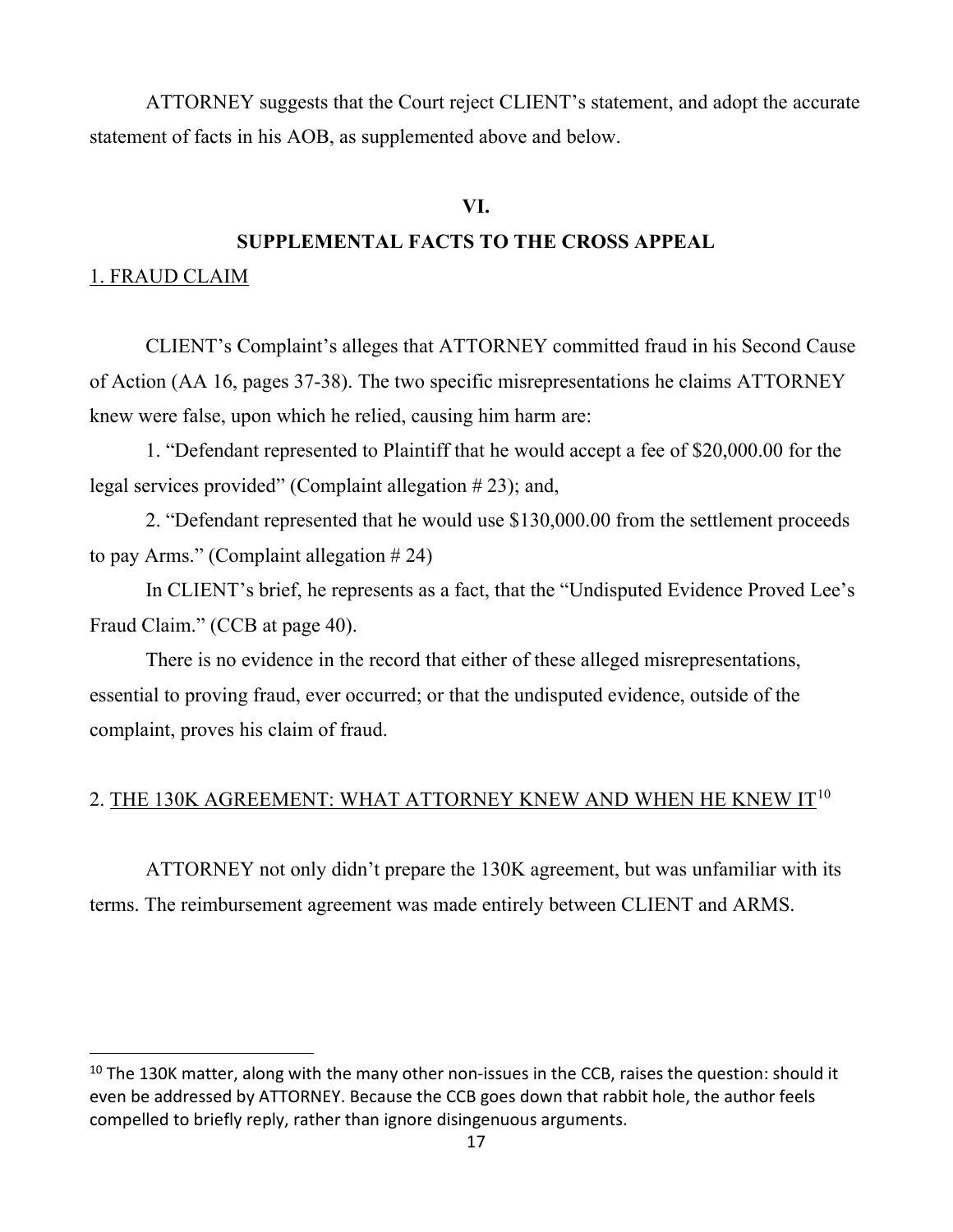ATTORNEY suggests that the Court reject CLIENT's statement, and adopt the accurate statement of facts in his AOB, as supplemented above and below.

## VI.

## SUPPLEMENTAL FACTS TO THE CROSS APPEAL

1. FRAUD CLAIM

CLIENT's Complaint's alleges that ATTORNEY committed fraud in his Second Cause of Action (AA 16, pages 37-38). The two specific misrepresentations he claims ATTORNEY knew were false, upon which he relied, causing him harm are:

1. "Defendant represented to Plaintiff that he would accept a fee of $20,000.00 for the legal services provided" (Complaint allegation # 23); and,

2. "Defendant represented that he would use $130,000.00 from the settlement proceeds to pay Arms." (Complaint allegation # 24)

In CLIENT's brief, he represents as a fact, that the "Undisputed Evidence Proved Lee's Fraud Claim." (CCB at page 40).

There is no evidence in the record that either of these alleged misrepresentations, essential to proving fraud, ever occurred; or that the undisputed evidence, outside of the complaint, proves his claim of fraud.

2. THE 130K AGREEMENT: WHAT ATTORNEY KNEW AND WHEN HE KNEW IT[10]

ATTORNEY not only didn't prepare the 130K agreement, but was unfamiliar with its terms. The reimbursement agreement was made entirely between CLIENT and ARMS.

---

[10] The 130K matter, along with the many other non-issues in the CCB, raises the question: should it even be addressed by ATTORNEY. Because the CCB goes down that rabbit hole, the author feels compelled to briefly reply, rather than ignore disingenuous arguments.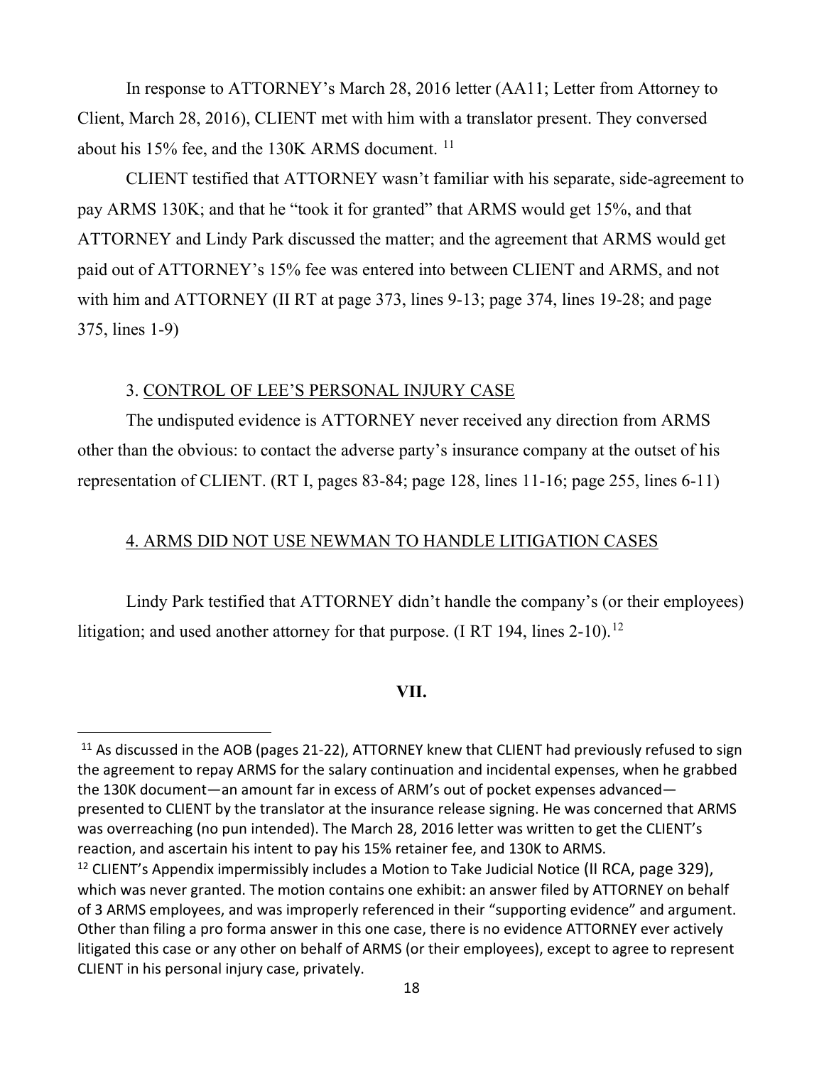In response to ATTORNEY's March 28, 2016 letter (AA11; Letter from Attorney to Client, March 28, 2016), CLIENT met with him with a translator present. They conversed about his 15% fee, and the 130K ARMS document. [11]

CLIENT testified that ATTORNEY wasn't familiar with his separate, side-agreement to pay ARMS 130K; and that he "took it for granted" that ARMS would get 15%, and that ATTORNEY and Lindy Park discussed the matter; and the agreement that ARMS would get paid out of ATTORNEY's 15% fee was entered into between CLIENT and ARMS, and not with him and ATTORNEY (II RT at page 373, lines 9-13; page 374, lines 19-28; and page 375, lines 1-9)

3. <u>CONTROL OF LEE'S PERSONAL INJURY CASE</u>

The undisputed evidence is ATTORNEY never received any direction from ARMS other than the obvious: to contact the adverse party's insurance company at the outset of his representation of CLIENT. (RT I, pages 83-84; page 128, lines 11-16; page 255, lines 6-11)

4. <u>ARMS DID NOT USE NEWMAN TO HANDLE LITIGATION CASES</u>

Lindy Park testified that ATTORNEY didn't handle the company's (or their employees) litigation; and used another attorney for that purpose. (I RT 194, lines 2-10).[12]

**VII.**

---

[11] As discussed in the AOB (pages 21-22), ATTORNEY knew that CLIENT had previously refused to sign the agreement to repay ARMS for the salary continuation and incidental expenses, when he grabbed the 130K document—an amount far in excess of ARM's out of pocket expenses advanced—presented to CLIENT by the translator at the insurance release signing. He was concerned that ARMS was overreaching (no pun intended). The March 28, 2016 letter was written to get the CLIENT's reaction, and ascertain his intent to pay his 15% retainer fee, and 130K to ARMS.

[12] CLIENT's Appendix impermissibly includes a Motion to Take Judicial Notice (II RCA, page 329), which was never granted. The motion contains one exhibit: an answer filed by ATTORNEY on behalf of 3 ARMS employees, and was improperly referenced in their "supporting evidence" and argument. Other than filing a pro forma answer in this one case, there is no evidence ATTORNEY ever actively litigated this case or any other on behalf of ARMS (or their employees), except to agree to represent CLIENT in his personal injury case, privately.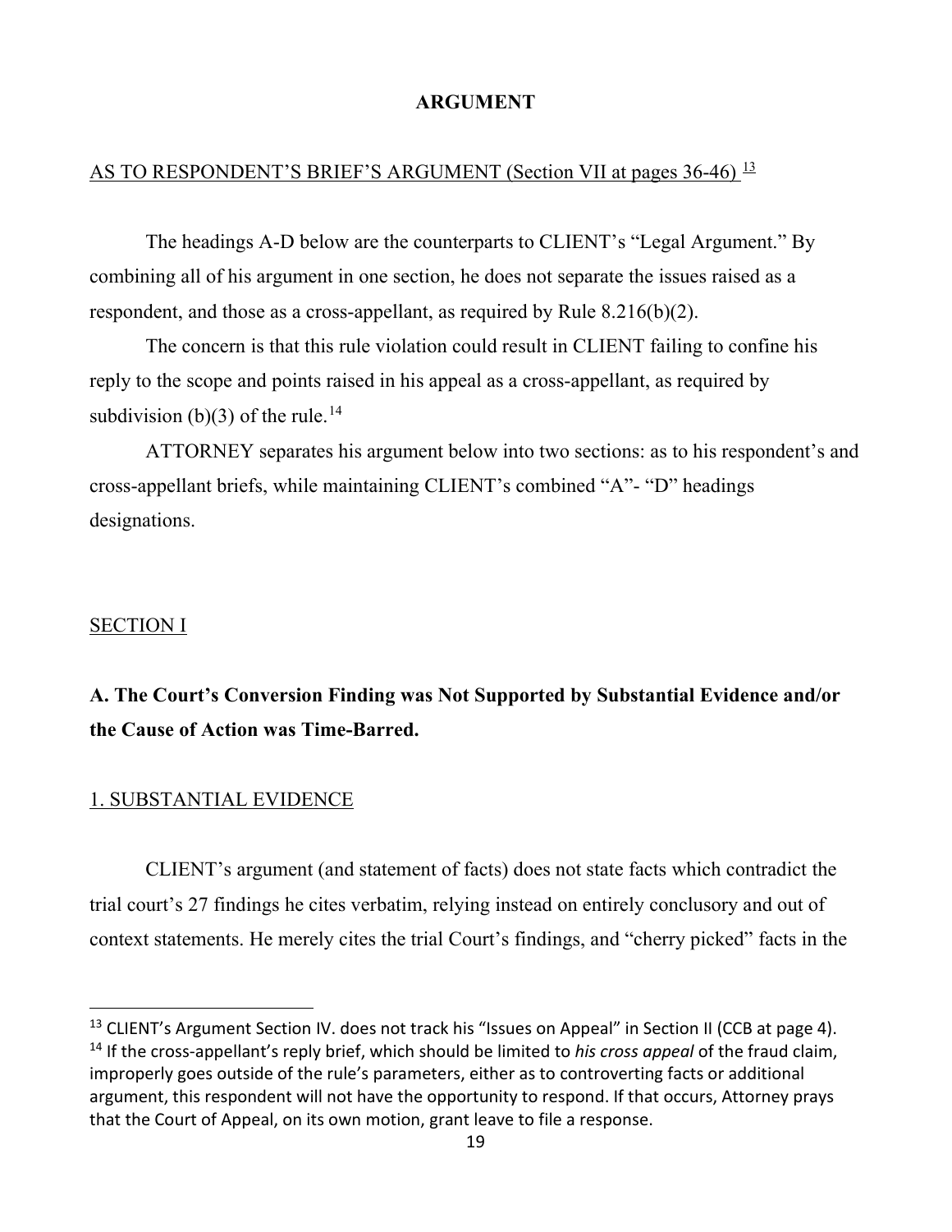## ARGUMENT

AS TO RESPONDENT'S BRIEF'S ARGUMENT (Section VII at pages 36-46) [13]

The headings A-D below are the counterparts to CLIENT's "Legal Argument." By combining all of his argument in one section, he does not separate the issues raised as a respondent, and those as a cross-appellant, as required by Rule 8.216(b)(2).

The concern is that this rule violation could result in CLIENT failing to confine his reply to the scope and points raised in his appeal as a cross-appellant, as required by subdivision (b)(3) of the rule.[14]

ATTORNEY separates his argument below into two sections: as to his respondent's and cross-appellant briefs, while maintaining CLIENT's combined "A"- "D" headings designations.

SECTION I

**A. The Court's Conversion Finding was Not Supported by Substantial Evidence and/or the Cause of Action was Time-Barred.**

1. SUBSTANTIAL EVIDENCE

CLIENT's argument (and statement of facts) does not state facts which contradict the trial court's 27 findings he cites verbatim, relying instead on entirely conclusory and out of context statements. He merely cites the trial Court's findings, and "cherry picked" facts in the

---

[13] CLIENT's Argument Section IV. does not track his "Issues on Appeal" in Section II (CCB at page 4).

[14] If the cross-appellant's reply brief, which should be limited to *his cross appeal* of the fraud claim, improperly goes outside of the rule's parameters, either as to controverting facts or additional argument, this respondent will not have the opportunity to respond. If that occurs, Attorney prays that the Court of Appeal, on its own motion, grant leave to file a response.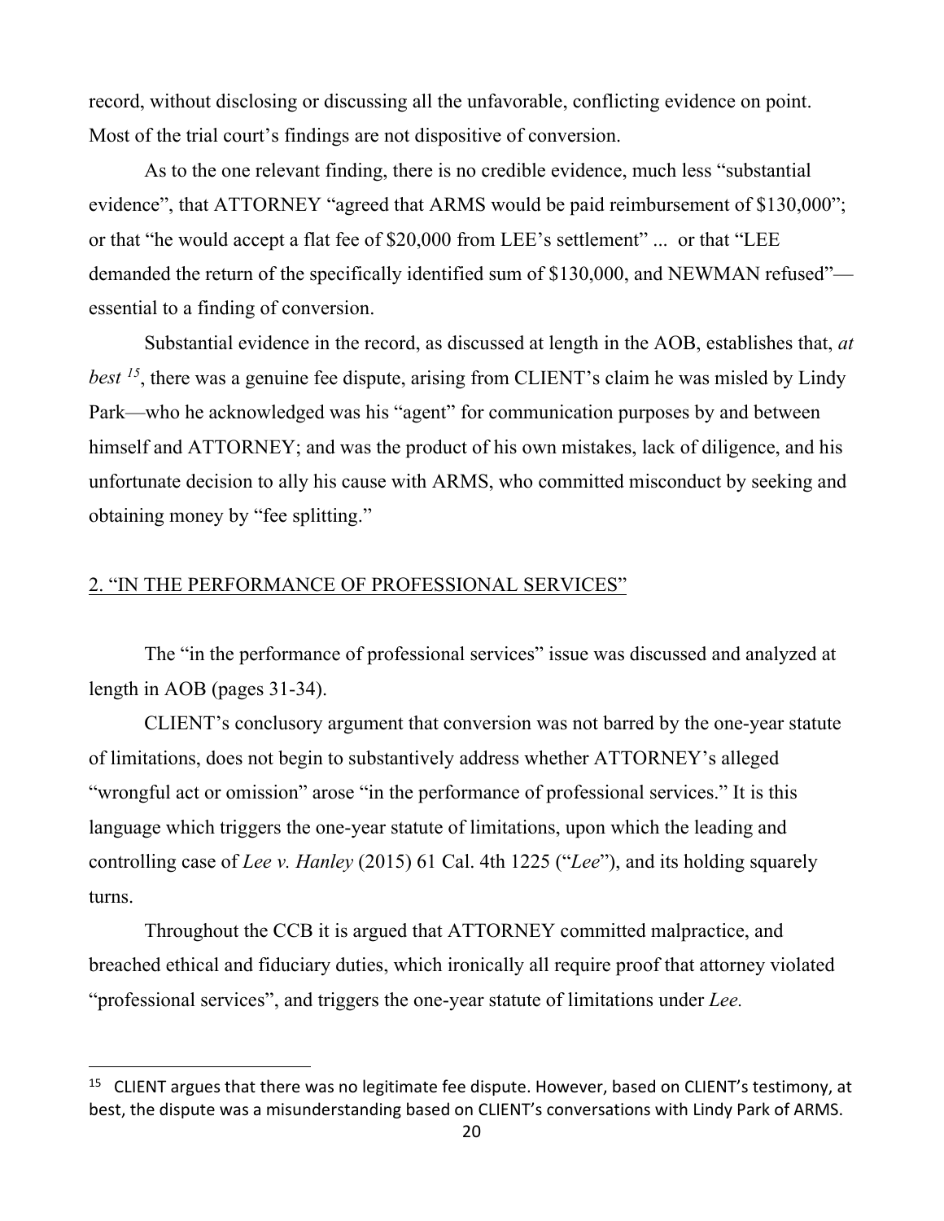record, without disclosing or discussing all the unfavorable, conflicting evidence on point. Most of the trial court's findings are not dispositive of conversion.

As to the one relevant finding, there is no credible evidence, much less "substantial evidence", that ATTORNEY "agreed that ARMS would be paid reimbursement of $130,000"; or that "he would accept a flat fee of $20,000 from LEE's settlement" ... or that "LEE demanded the return of the specifically identified sum of $130,000, and NEWMAN refused"—essential to a finding of conversion.

Substantial evidence in the record, as discussed at length in the AOB, establishes that, *at best* [15], there was a genuine fee dispute, arising from CLIENT's claim he was misled by Lindy Park—who he acknowledged was his "agent" for communication purposes by and between himself and ATTORNEY; and was the product of his own mistakes, lack of diligence, and his unfortunate decision to ally his cause with ARMS, who committed misconduct by seeking and obtaining money by "fee splitting."

## 2. "IN THE PERFORMANCE OF PROFESSIONAL SERVICES"

The "in the performance of professional services" issue was discussed and analyzed at length in AOB (pages 31-34).

CLIENT's conclusory argument that conversion was not barred by the one-year statute of limitations, does not begin to substantively address whether ATTORNEY's alleged "wrongful act or omission" arose "in the performance of professional services." It is this language which triggers the one-year statute of limitations, upon which the leading and controlling case of *Lee v. Hanley* (2015) 61 Cal. 4th 1225 ("*Lee*"), and its holding squarely turns.

Throughout the CCB it is argued that ATTORNEY committed malpractice, and breached ethical and fiduciary duties, which ironically all require proof that attorney violated "professional services", and triggers the one-year statute of limitations under *Lee.*

---

[15] CLIENT argues that there was no legitimate fee dispute. However, based on CLIENT's testimony, at best, the dispute was a misunderstanding based on CLIENT's conversations with Lindy Park of ARMS.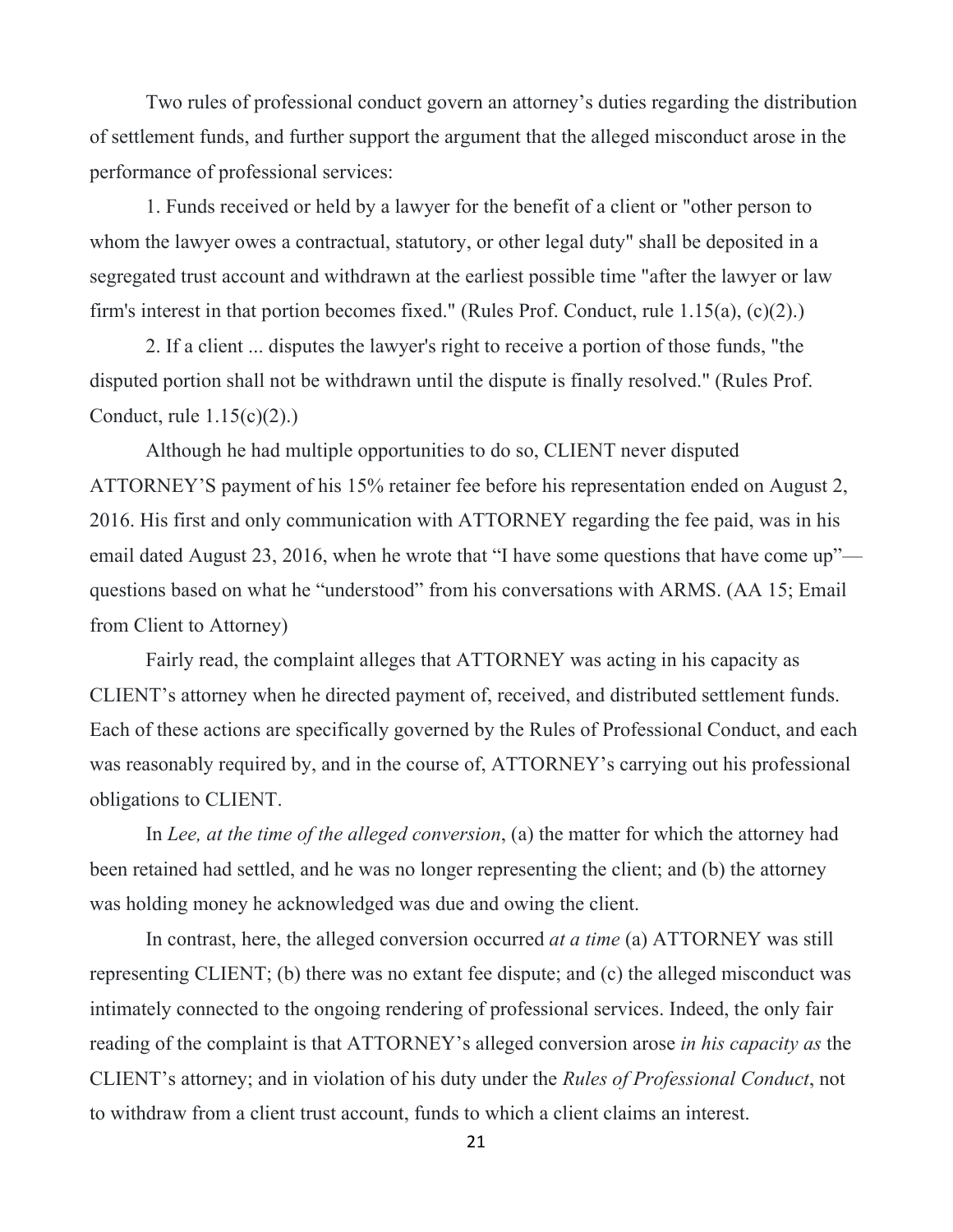Two rules of professional conduct govern an attorney's duties regarding the distribution of settlement funds, and further support the argument that the alleged misconduct arose in the performance of professional services:

1. Funds received or held by a lawyer for the benefit of a client or "other person to whom the lawyer owes a contractual, statutory, or other legal duty" shall be deposited in a segregated trust account and withdrawn at the earliest possible time "after the lawyer or law firm's interest in that portion becomes fixed." (Rules Prof. Conduct, rule 1.15(a), (c)(2).)

2. If a client ... disputes the lawyer's right to receive a portion of those funds, "the disputed portion shall not be withdrawn until the dispute is finally resolved." (Rules Prof. Conduct, rule 1.15(c)(2).)

Although he had multiple opportunities to do so, CLIENT never disputed ATTORNEY'S payment of his 15% retainer fee before his representation ended on August 2, 2016. His first and only communication with ATTORNEY regarding the fee paid, was in his email dated August 23, 2016, when he wrote that "I have some questions that have come up"—questions based on what he "understood" from his conversations with ARMS. (AA 15; Email from Client to Attorney)

Fairly read, the complaint alleges that ATTORNEY was acting in his capacity as CLIENT's attorney when he directed payment of, received, and distributed settlement funds. Each of these actions are specifically governed by the Rules of Professional Conduct, and each was reasonably required by, and in the course of, ATTORNEY's carrying out his professional obligations to CLIENT.

In *Lee, at the time of the alleged conversion*, (a) the matter for which the attorney had been retained had settled, and he was no longer representing the client; and (b) the attorney was holding money he acknowledged was due and owing the client.

In contrast, here, the alleged conversion occurred *at a time* (a) ATTORNEY was still representing CLIENT; (b) there was no extant fee dispute; and (c) the alleged misconduct was intimately connected to the ongoing rendering of professional services. Indeed, the only fair reading of the complaint is that ATTORNEY's alleged conversion arose *in his capacity as* the CLIENT's attorney; and in violation of his duty under the *Rules of Professional Conduct*, not to withdraw from a client trust account, funds to which a client claims an interest.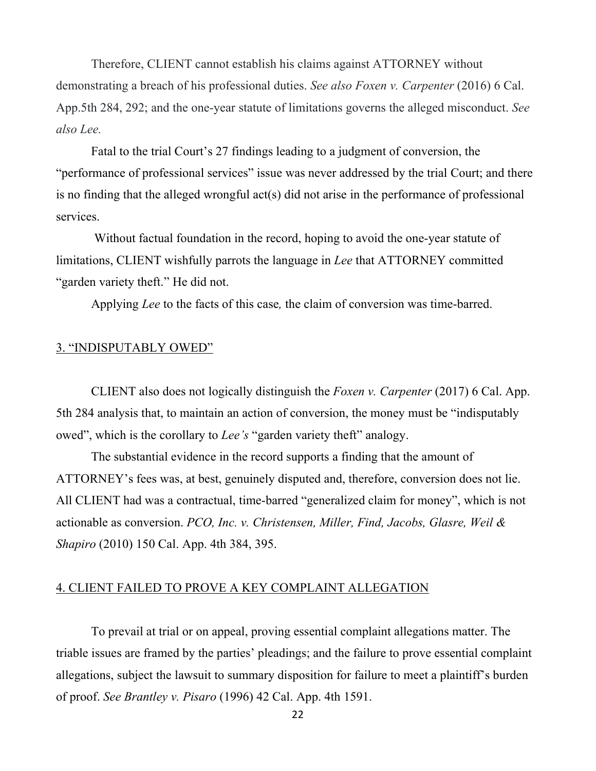Therefore, CLIENT cannot establish his claims against ATTORNEY without demonstrating a breach of his professional duties. *See also Foxen v. Carpenter* (2016) 6 Cal. App.5th 284, 292; and the one-year statute of limitations governs the alleged misconduct. *See also Lee.*

Fatal to the trial Court's 27 findings leading to a judgment of conversion, the "performance of professional services" issue was never addressed by the trial Court; and there is no finding that the alleged wrongful act(s) did not arise in the performance of professional services.

Without factual foundation in the record, hoping to avoid the one-year statute of limitations, CLIENT wishfully parrots the language in *Lee* that ATTORNEY committed "garden variety theft." He did not.

Applying *Lee* to the facts of this case*,* the claim of conversion was time-barred.

## 3. "INDISPUTABLY OWED"

CLIENT also does not logically distinguish the *Foxen v. Carpenter* (2017) 6 Cal. App. 5th 284 analysis that, to maintain an action of conversion, the money must be "indisputably owed", which is the corollary to *Lee's* "garden variety theft" analogy.

The substantial evidence in the record supports a finding that the amount of ATTORNEY's fees was, at best, genuinely disputed and, therefore, conversion does not lie. All CLIENT had was a contractual, time-barred "generalized claim for money", which is not actionable as conversion. *PCO, Inc. v. Christensen, Miller, Find, Jacobs, Glasre, Weil & Shapiro* (2010) 150 Cal. App. 4th 384, 395.

## 4. CLIENT FAILED TO PROVE A KEY COMPLAINT ALLEGATION

To prevail at trial or on appeal, proving essential complaint allegations matter. The triable issues are framed by the parties' pleadings; and the failure to prove essential complaint allegations, subject the lawsuit to summary disposition for failure to meet a plaintiff's burden of proof. *See Brantley v. Pisaro* (1996) 42 Cal. App. 4th 1591.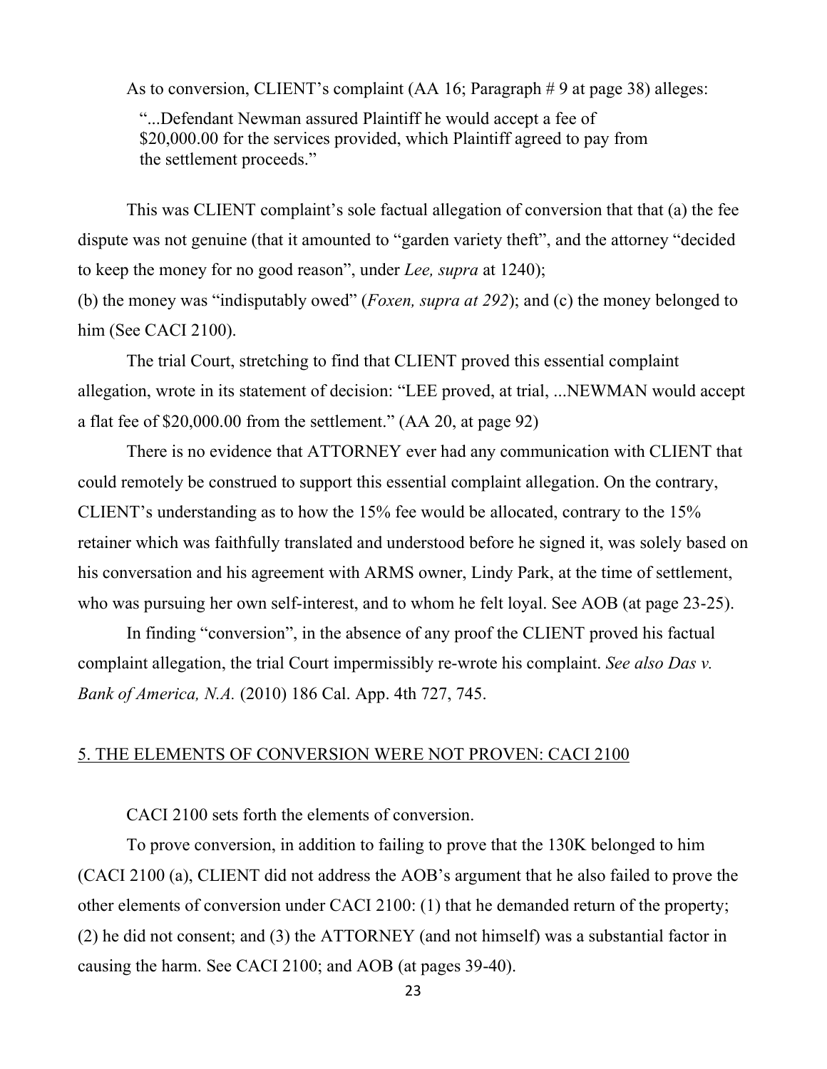As to conversion, CLIENT's complaint (AA 16; Paragraph # 9 at page 38) alleges:

> "...Defendant Newman assured Plaintiff he would accept a fee of $20,000.00 for the services provided, which Plaintiff agreed to pay from the settlement proceeds."

This was CLIENT complaint's sole factual allegation of conversion that that (a) the fee dispute was not genuine (that it amounted to "garden variety theft", and the attorney "decided to keep the money for no good reason", under *Lee, supra* at 1240);
(b) the money was "indisputably owed" (*Foxen, supra at 292*); and (c) the money belonged to him (See CACI 2100).

The trial Court, stretching to find that CLIENT proved this essential complaint allegation, wrote in its statement of decision: "LEE proved, at trial, ...NEWMAN would accept a flat fee of $20,000.00 from the settlement." (AA 20, at page 92)

There is no evidence that ATTORNEY ever had any communication with CLIENT that could remotely be construed to support this essential complaint allegation. On the contrary, CLIENT's understanding as to how the 15% fee would be allocated, contrary to the 15% retainer which was faithfully translated and understood before he signed it, was solely based on his conversation and his agreement with ARMS owner, Lindy Park, at the time of settlement, who was pursuing her own self-interest, and to whom he felt loyal. See AOB (at page 23-25).

In finding "conversion", in the absence of any proof the CLIENT proved his factual complaint allegation, the trial Court impermissibly re-wrote his complaint. *See also Das v. Bank of America, N.A.* (2010) 186 Cal. App. 4th 727, 745.

## 5. THE ELEMENTS OF CONVERSION WERE NOT PROVEN: CACI 2100

CACI 2100 sets forth the elements of conversion.

To prove conversion, in addition to failing to prove that the 130K belonged to him (CACI 2100 (a), CLIENT did not address the AOB's argument that he also failed to prove the other elements of conversion under CACI 2100: (1) that he demanded return of the property; (2) he did not consent; and (3) the ATTORNEY (and not himself) was a substantial factor in causing the harm. See CACI 2100; and AOB (at pages 39-40).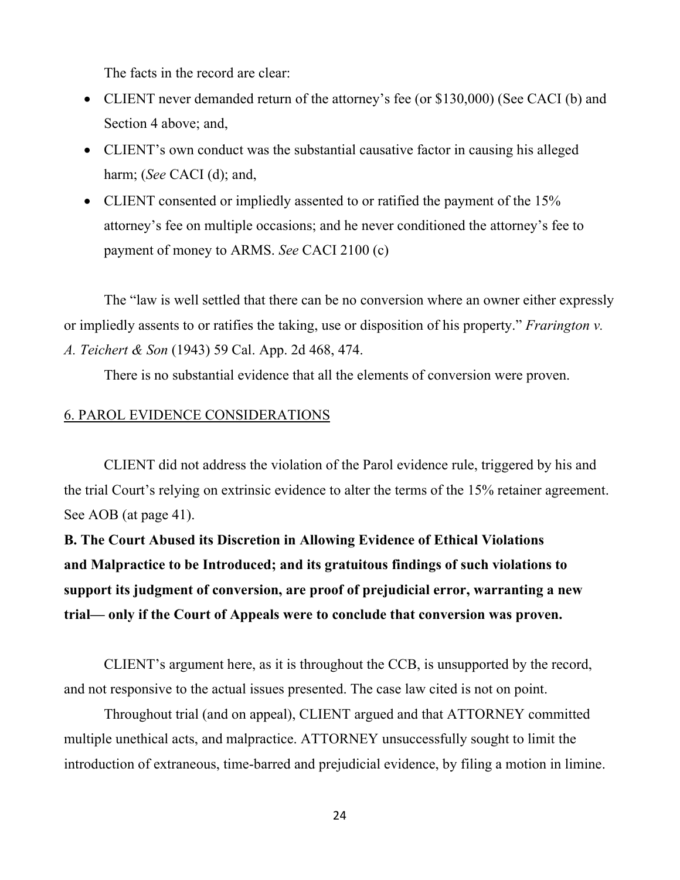The facts in the record are clear:

- CLIENT never demanded return of the attorney's fee (or $130,000) (See CACI (b) and Section 4 above; and,
- CLIENT's own conduct was the substantial causative factor in causing his alleged harm; (*See* CACI (d); and,
- CLIENT consented or impliedly assented to or ratified the payment of the 15% attorney's fee on multiple occasions; and he never conditioned the attorney's fee to payment of money to ARMS. *See* CACI 2100 (c)

The "law is well settled that there can be no conversion where an owner either expressly or impliedly assents to or ratifies the taking, use or disposition of his property." *Frarington v. A. Teichert & Son* (1943) 59 Cal. App. 2d 468, 474.

There is no substantial evidence that all the elements of conversion were proven.

<u>6. PAROL EVIDENCE CONSIDERATIONS</u>

CLIENT did not address the violation of the Parol evidence rule, triggered by his and the trial Court's relying on extrinsic evidence to alter the terms of the 15% retainer agreement. See AOB (at page 41).

**B. The Court Abused its Discretion in Allowing Evidence of Ethical Violations and Malpractice to be Introduced; and its gratuitous findings of such violations to support its judgment of conversion, are proof of prejudicial error, warranting a new trial— only if the Court of Appeals were to conclude that conversion was proven.**

CLIENT's argument here, as it is throughout the CCB, is unsupported by the record, and not responsive to the actual issues presented. The case law cited is not on point.

Throughout trial (and on appeal), CLIENT argued and that ATTORNEY committed multiple unethical acts, and malpractice. ATTORNEY unsuccessfully sought to limit the introduction of extraneous, time-barred and prejudicial evidence, by filing a motion in limine.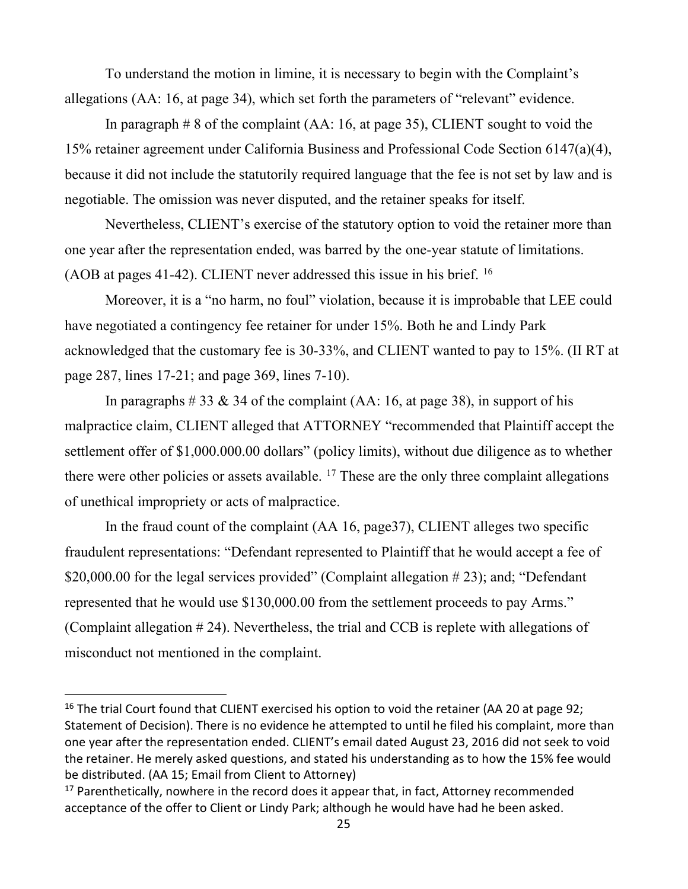To understand the motion in limine, it is necessary to begin with the Complaint's allegations (AA: 16, at page 34), which set forth the parameters of "relevant" evidence.

In paragraph # 8 of the complaint (AA: 16, at page 35), CLIENT sought to void the 15% retainer agreement under California Business and Professional Code Section 6147(a)(4), because it did not include the statutorily required language that the fee is not set by law and is negotiable. The omission was never disputed, and the retainer speaks for itself.

Nevertheless, CLIENT's exercise of the statutory option to void the retainer more than one year after the representation ended, was barred by the one-year statute of limitations. (AOB at pages 41-42). CLIENT never addressed this issue in his brief. [16]

Moreover, it is a "no harm, no foul" violation, because it is improbable that LEE could have negotiated a contingency fee retainer for under 15%. Both he and Lindy Park acknowledged that the customary fee is 30-33%, and CLIENT wanted to pay to 15%. (II RT at page 287, lines 17-21; and page 369, lines 7-10).

In paragraphs # 33 & 34 of the complaint (AA: 16, at page 38), in support of his malpractice claim, CLIENT alleged that ATTORNEY "recommended that Plaintiff accept the settlement offer of $1,000.000.00 dollars" (policy limits), without due diligence as to whether there were other policies or assets available. [17] These are the only three complaint allegations of unethical impropriety or acts of malpractice.

In the fraud count of the complaint (AA 16, page37), CLIENT alleges two specific fraudulent representations: "Defendant represented to Plaintiff that he would accept a fee of $20,000.00 for the legal services provided" (Complaint allegation # 23); and; "Defendant represented that he would use $130,000.00 from the settlement proceeds to pay Arms." (Complaint allegation # 24). Nevertheless, the trial and CCB is replete with allegations of misconduct not mentioned in the complaint.

---

[16] The trial Court found that CLIENT exercised his option to void the retainer (AA 20 at page 92; Statement of Decision). There is no evidence he attempted to until he filed his complaint, more than one year after the representation ended. CLIENT's email dated August 23, 2016 did not seek to void the retainer. He merely asked questions, and stated his understanding as to how the 15% fee would be distributed. (AA 15; Email from Client to Attorney)

[17] Parenthetically, nowhere in the record does it appear that, in fact, Attorney recommended acceptance of the offer to Client or Lindy Park; although he would have had he been asked.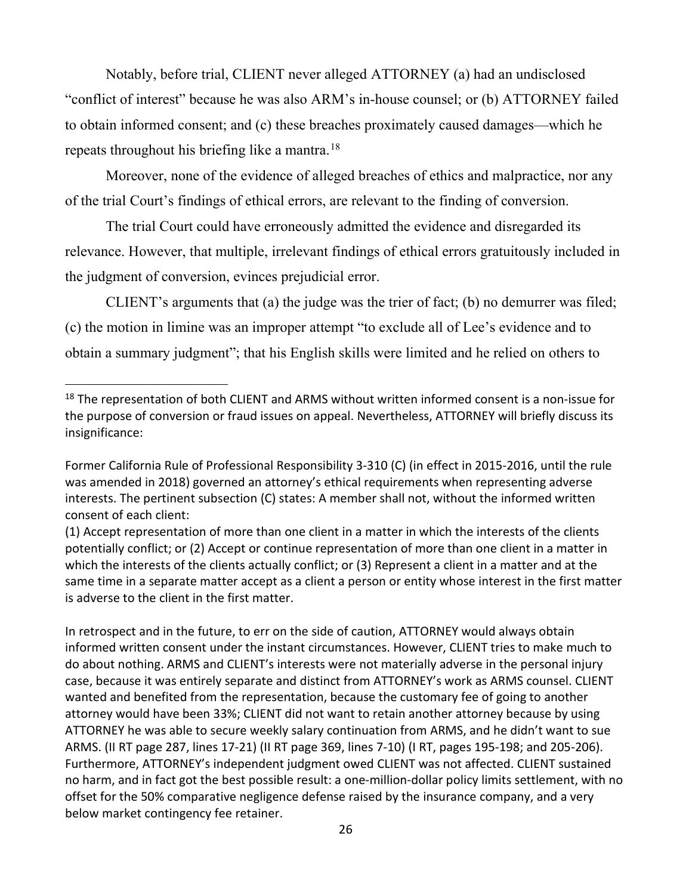Notably, before trial, CLIENT never alleged ATTORNEY (a) had an undisclosed "conflict of interest" because he was also ARM's in-house counsel; or (b) ATTORNEY failed to obtain informed consent; and (c) these breaches proximately caused damages—which he repeats throughout his briefing like a mantra.[18]

Moreover, none of the evidence of alleged breaches of ethics and malpractice, nor any of the trial Court's findings of ethical errors, are relevant to the finding of conversion.

The trial Court could have erroneously admitted the evidence and disregarded its relevance. However, that multiple, irrelevant findings of ethical errors gratuitously included in the judgment of conversion, evinces prejudicial error.

CLIENT's arguments that (a) the judge was the trier of fact; (b) no demurrer was filed; (c) the motion in limine was an improper attempt "to exclude all of Lee's evidence and to obtain a summary judgment"; that his English skills were limited and he relied on others to

---

[18] The representation of both CLIENT and ARMS without written informed consent is a non-issue for the purpose of conversion or fraud issues on appeal. Nevertheless, ATTORNEY will briefly discuss its insignificance:

Former California Rule of Professional Responsibility 3-310 (C) (in effect in 2015-2016, until the rule was amended in 2018) governed an attorney's ethical requirements when representing adverse interests. The pertinent subsection (C) states: A member shall not, without the informed written consent of each client:

(1) Accept representation of more than one client in a matter in which the interests of the clients potentially conflict; or (2) Accept or continue representation of more than one client in a matter in which the interests of the clients actually conflict; or (3) Represent a client in a matter and at the same time in a separate matter accept as a client a person or entity whose interest in the first matter is adverse to the client in the first matter.

In retrospect and in the future, to err on the side of caution, ATTORNEY would always obtain informed written consent under the instant circumstances. However, CLIENT tries to make much to do about nothing. ARMS and CLIENT's interests were not materially adverse in the personal injury case, because it was entirely separate and distinct from ATTORNEY's work as ARMS counsel. CLIENT wanted and benefited from the representation, because the customary fee of going to another attorney would have been 33%; CLIENT did not want to retain another attorney because by using ATTORNEY he was able to secure weekly salary continuation from ARMS, and he didn't want to sue ARMS. (II RT page 287, lines 17-21) (II RT page 369, lines 7-10) (I RT, pages 195-198; and 205-206). Furthermore, ATTORNEY's independent judgment owed CLIENT was not affected. CLIENT sustained no harm, and in fact got the best possible result: a one-million-dollar policy limits settlement, with no offset for the 50% comparative negligence defense raised by the insurance company, and a very below market contingency fee retainer.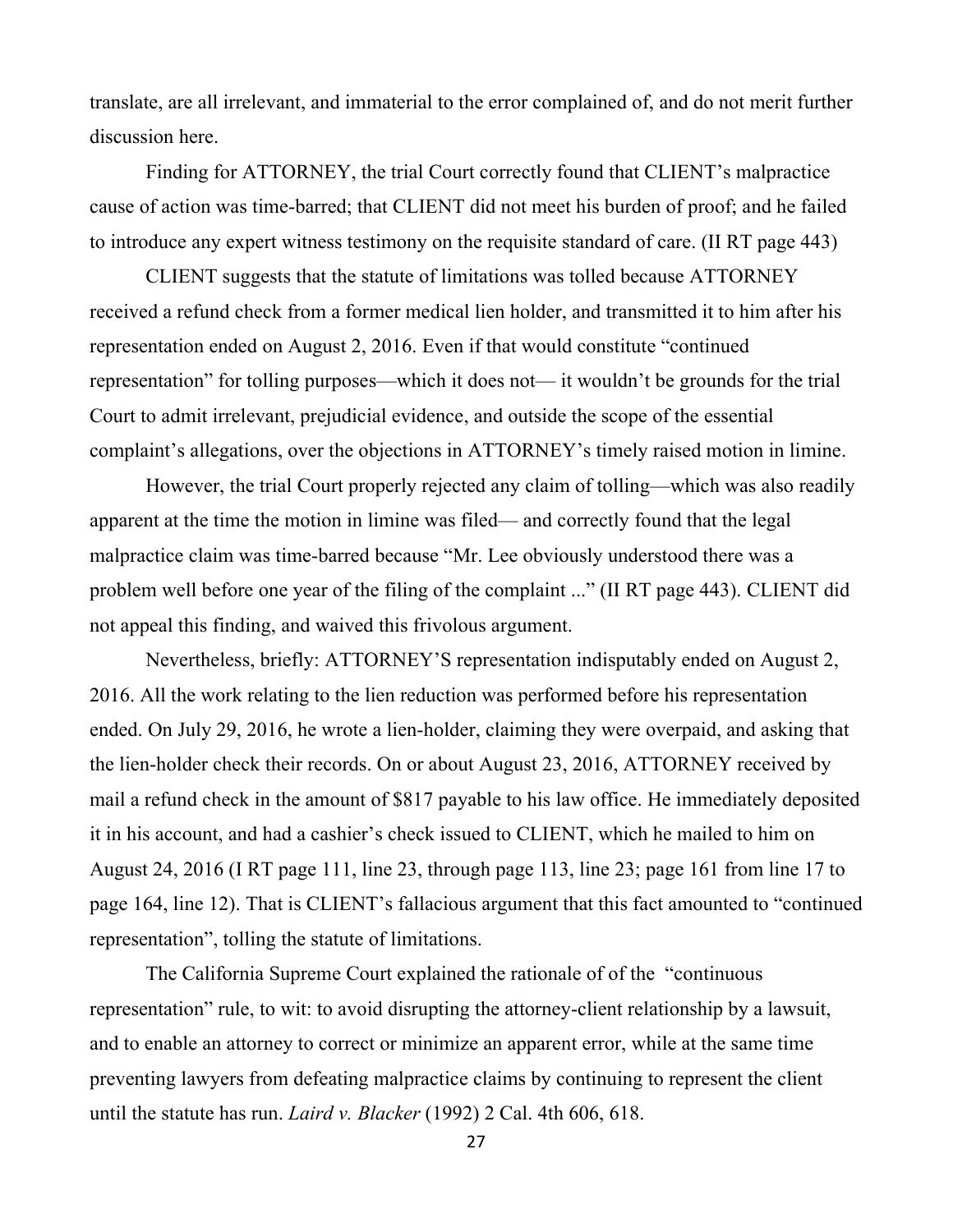translate, are all irrelevant, and immaterial to the error complained of, and do not merit further discussion here.

Finding for ATTORNEY, the trial Court correctly found that CLIENT's malpractice cause of action was time-barred; that CLIENT did not meet his burden of proof; and he failed to introduce any expert witness testimony on the requisite standard of care. (II RT page 443)

CLIENT suggests that the statute of limitations was tolled because ATTORNEY received a refund check from a former medical lien holder, and transmitted it to him after his representation ended on August 2, 2016. Even if that would constitute "continued representation" for tolling purposes—which it does not— it wouldn't be grounds for the trial Court to admit irrelevant, prejudicial evidence, and outside the scope of the essential complaint's allegations, over the objections in ATTORNEY's timely raised motion in limine.

However, the trial Court properly rejected any claim of tolling—which was also readily apparent at the time the motion in limine was filed— and correctly found that the legal malpractice claim was time-barred because "Mr. Lee obviously understood there was a problem well before one year of the filing of the complaint ..." (II RT page 443). CLIENT did not appeal this finding, and waived this frivolous argument.

Nevertheless, briefly: ATTORNEY'S representation indisputably ended on August 2, 2016. All the work relating to the lien reduction was performed before his representation ended. On July 29, 2016, he wrote a lien-holder, claiming they were overpaid, and asking that the lien-holder check their records. On or about August 23, 2016, ATTORNEY received by mail a refund check in the amount of $817 payable to his law office. He immediately deposited it in his account, and had a cashier's check issued to CLIENT, which he mailed to him on August 24, 2016 (I RT page 111, line 23, through page 113, line 23; page 161 from line 17 to page 164, line 12). That is CLIENT's fallacious argument that this fact amounted to "continued representation", tolling the statute of limitations.

The California Supreme Court explained the rationale of of the "continuous representation" rule, to wit: to avoid disrupting the attorney-client relationship by a lawsuit, and to enable an attorney to correct or minimize an apparent error, while at the same time preventing lawyers from defeating malpractice claims by continuing to represent the client until the statute has run. *Laird v. Blacker* (1992) 2 Cal. 4th 606, 618.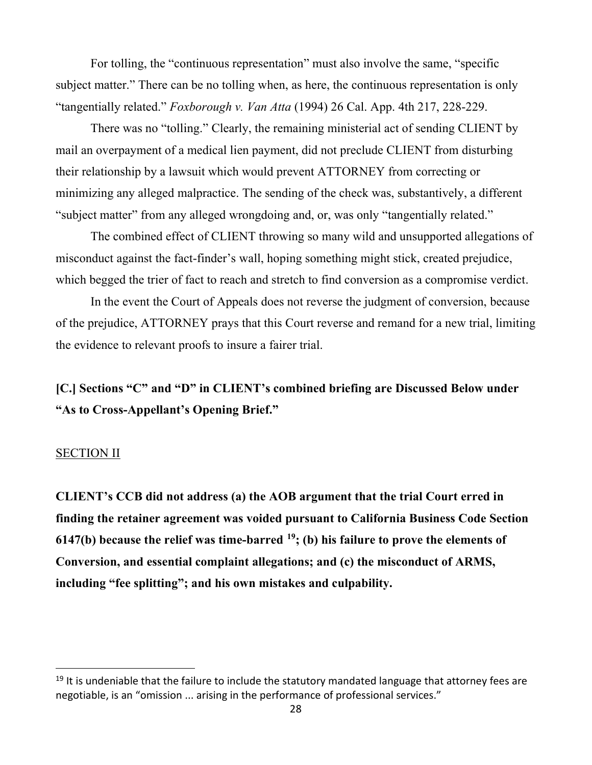For tolling, the "continuous representation" must also involve the same, "specific subject matter." There can be no tolling when, as here, the continuous representation is only "tangentially related." *Foxborough v. Van Atta* (1994) 26 Cal. App. 4th 217, 228-229.

There was no "tolling." Clearly, the remaining ministerial act of sending CLIENT by mail an overpayment of a medical lien payment, did not preclude CLIENT from disturbing their relationship by a lawsuit which would prevent ATTORNEY from correcting or minimizing any alleged malpractice. The sending of the check was, substantively, a different "subject matter" from any alleged wrongdoing and, or, was only "tangentially related."

The combined effect of CLIENT throwing so many wild and unsupported allegations of misconduct against the fact-finder's wall, hoping something might stick, created prejudice, which begged the trier of fact to reach and stretch to find conversion as a compromise verdict.

In the event the Court of Appeals does not reverse the judgment of conversion, because of the prejudice, ATTORNEY prays that this Court reverse and remand for a new trial, limiting the evidence to relevant proofs to insure a fairer trial.

**[C.] Sections "C" and "D" in CLIENT's combined briefing are Discussed Below under "As to Cross-Appellant's Opening Brief."**

SECTION II

**CLIENT's CCB did not address (a) the AOB argument that the trial Court erred in finding the retainer agreement was voided pursuant to California Business Code Section 6147(b) because the relief was time-barred [19]; (b) his failure to prove the elements of Conversion, and essential complaint allegations; and (c) the misconduct of ARMS, including "fee splitting"; and his own mistakes and culpability.**

---

[19] It is undeniable that the failure to include the statutory mandated language that attorney fees are negotiable, is an "omission ... arising in the performance of professional services."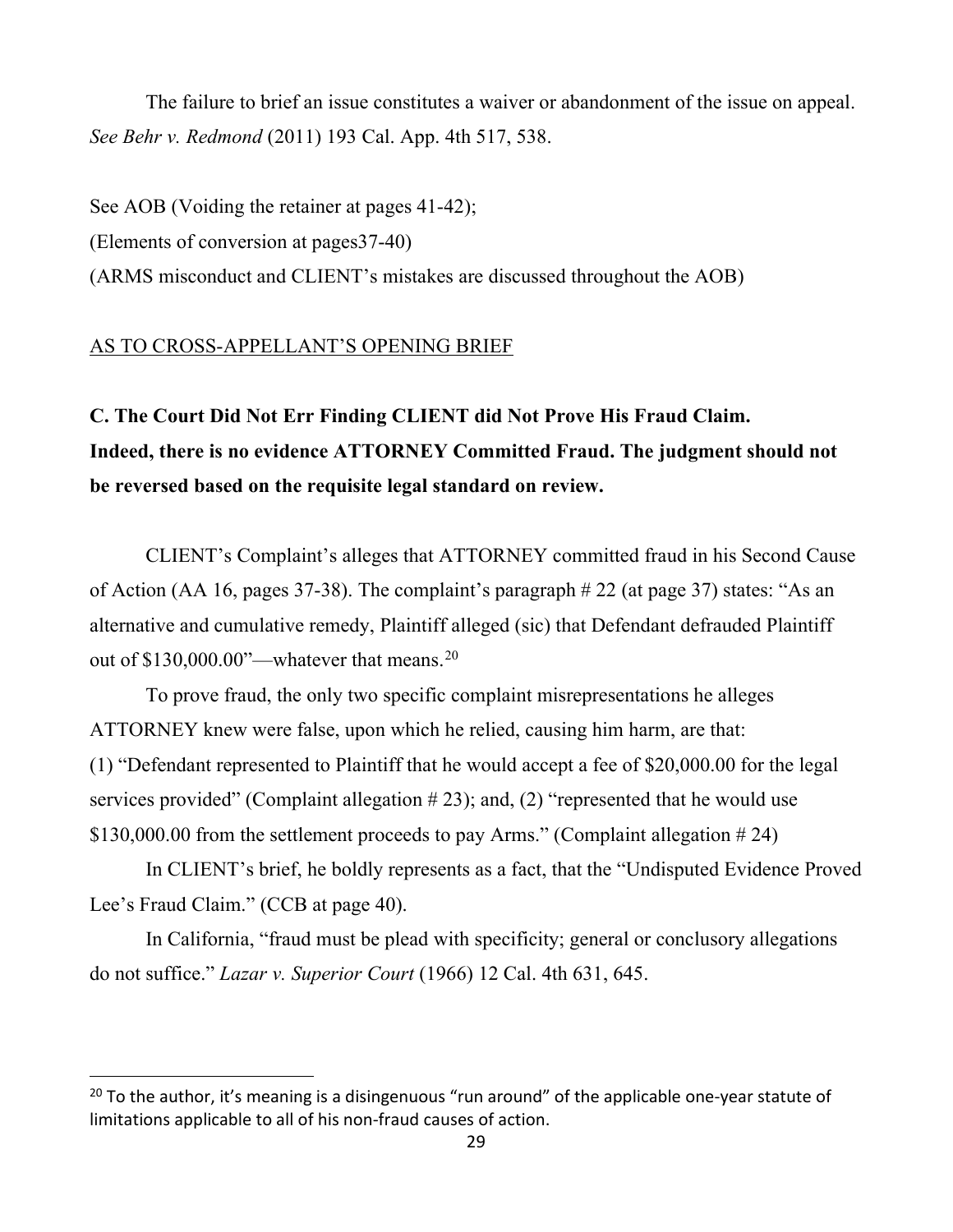The failure to brief an issue constitutes a waiver or abandonment of the issue on appeal. *See Behr v. Redmond* (2011) 193 Cal. App. 4th 517, 538.

See AOB (Voiding the retainer at pages 41-42);
(Elements of conversion at pages37-40)
(ARMS misconduct and CLIENT's mistakes are discussed throughout the AOB)

<u>AS TO CROSS-APPELLANT'S OPENING BRIEF</u>

**C. The Court Did Not Err Finding CLIENT did Not Prove His Fraud Claim. Indeed, there is no evidence ATTORNEY Committed Fraud. The judgment should not be reversed based on the requisite legal standard on review.**

CLIENT's Complaint's alleges that ATTORNEY committed fraud in his Second Cause of Action (AA 16, pages 37-38). The complaint's paragraph # 22 (at page 37) states: "As an alternative and cumulative remedy, Plaintiff alleged (sic) that Defendant defrauded Plaintiff out of $130,000.00"—whatever that means.[20]

To prove fraud, the only two specific complaint misrepresentations he alleges ATTORNEY knew were false, upon which he relied, causing him harm, are that: (1) "Defendant represented to Plaintiff that he would accept a fee of $20,000.00 for the legal services provided" (Complaint allegation # 23); and, (2) "represented that he would use $130,000.00 from the settlement proceeds to pay Arms." (Complaint allegation # 24)

In CLIENT's brief, he boldly represents as a fact, that the "Undisputed Evidence Proved Lee's Fraud Claim." (CCB at page 40).

In California, "fraud must be plead with specificity; general or conclusory allegations do not suffice." *Lazar v. Superior Court* (1966) 12 Cal. 4th 631, 645.

---

[20] To the author, it's meaning is a disingenuous "run around" of the applicable one-year statute of limitations applicable to all of his non-fraud causes of action.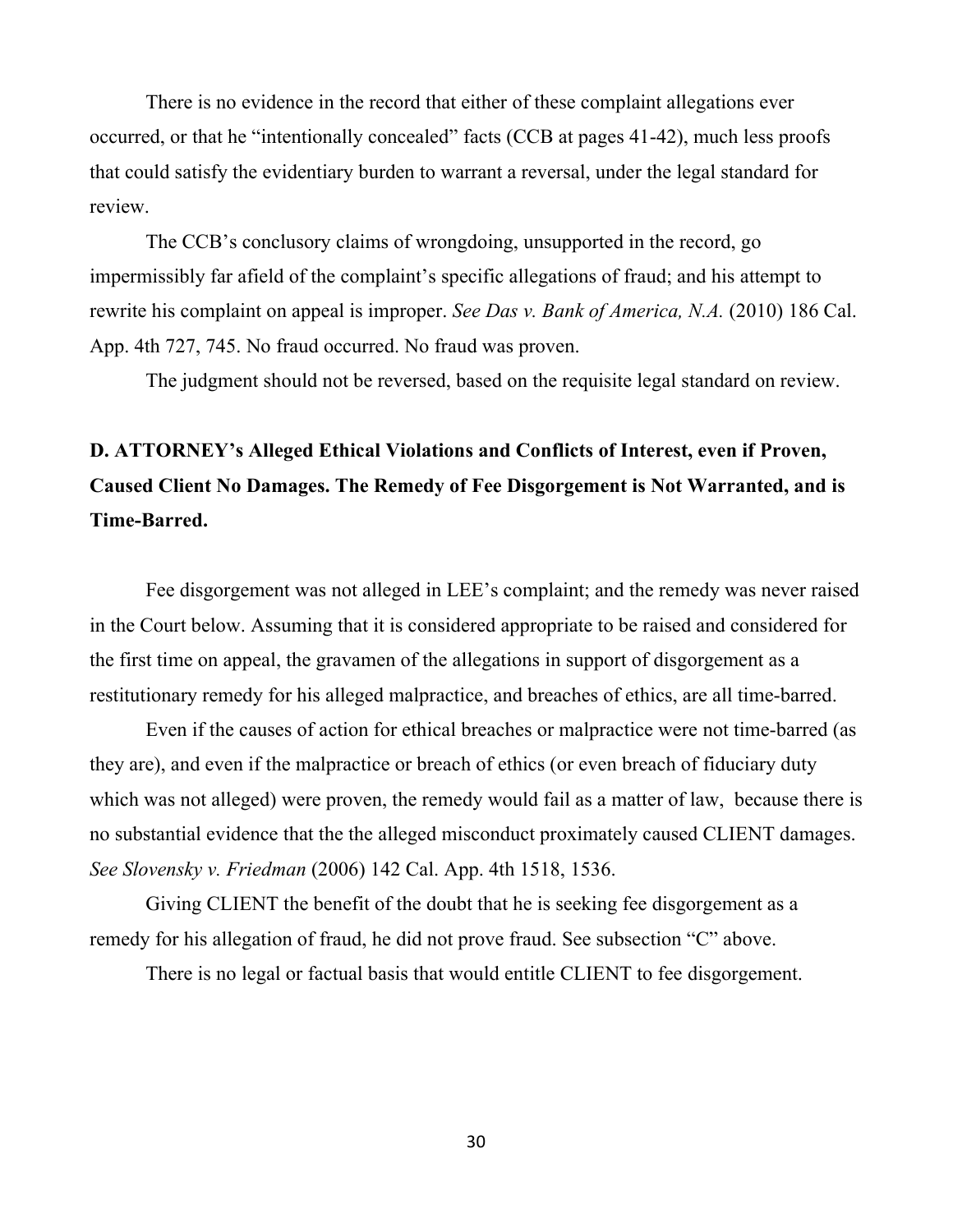There is no evidence in the record that either of these complaint allegations ever occurred, or that he "intentionally concealed" facts (CCB at pages 41-42), much less proofs that could satisfy the evidentiary burden to warrant a reversal, under the legal standard for review.

The CCB's conclusory claims of wrongdoing, unsupported in the record, go impermissibly far afield of the complaint's specific allegations of fraud; and his attempt to rewrite his complaint on appeal is improper. *See Das v. Bank of America, N.A.* (2010) 186 Cal. App. 4th 727, 745. No fraud occurred. No fraud was proven.

The judgment should not be reversed, based on the requisite legal standard on review.

**D. ATTORNEY's Alleged Ethical Violations and Conflicts of Interest, even if Proven, Caused Client No Damages. The Remedy of Fee Disgorgement is Not Warranted, and is Time-Barred.**

Fee disgorgement was not alleged in LEE's complaint; and the remedy was never raised in the Court below. Assuming that it is considered appropriate to be raised and considered for the first time on appeal, the gravamen of the allegations in support of disgorgement as a restitutionary remedy for his alleged malpractice, and breaches of ethics, are all time-barred.

Even if the causes of action for ethical breaches or malpractice were not time-barred (as they are), and even if the malpractice or breach of ethics (or even breach of fiduciary duty which was not alleged) were proven, the remedy would fail as a matter of law, because there is no substantial evidence that the the alleged misconduct proximately caused CLIENT damages. *See Slovensky v. Friedman* (2006) 142 Cal. App. 4th 1518, 1536.

Giving CLIENT the benefit of the doubt that he is seeking fee disgorgement as a remedy for his allegation of fraud, he did not prove fraud. See subsection "C" above.

There is no legal or factual basis that would entitle CLIENT to fee disgorgement.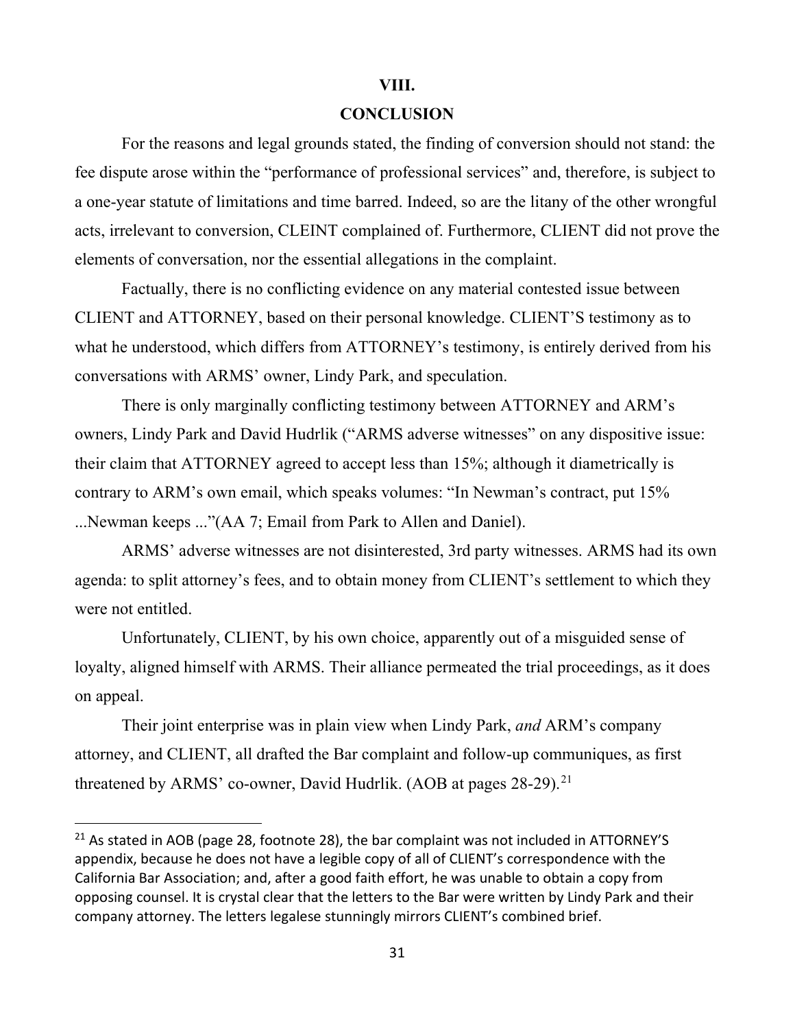## VIII.

## CONCLUSION

For the reasons and legal grounds stated, the finding of conversion should not stand: the fee dispute arose within the "performance of professional services" and, therefore, is subject to a one-year statute of limitations and time barred. Indeed, so are the litany of the other wrongful acts, irrelevant to conversion, CLEINT complained of. Furthermore, CLIENT did not prove the elements of conversation, nor the essential allegations in the complaint.

Factually, there is no conflicting evidence on any material contested issue between CLIENT and ATTORNEY, based on their personal knowledge. CLIENT'S testimony as to what he understood, which differs from ATTORNEY's testimony, is entirely derived from his conversations with ARMS' owner, Lindy Park, and speculation.

There is only marginally conflicting testimony between ATTORNEY and ARM's owners, Lindy Park and David Hudrlik ("ARMS adverse witnesses" on any dispositive issue: their claim that ATTORNEY agreed to accept less than 15%; although it diametrically is contrary to ARM's own email, which speaks volumes: "In Newman's contract, put 15% ...Newman keeps ..."(AA 7; Email from Park to Allen and Daniel).

ARMS' adverse witnesses are not disinterested, 3rd party witnesses. ARMS had its own agenda: to split attorney's fees, and to obtain money from CLIENT's settlement to which they were not entitled.

Unfortunately, CLIENT, by his own choice, apparently out of a misguided sense of loyalty, aligned himself with ARMS. Their alliance permeated the trial proceedings, as it does on appeal.

Their joint enterprise was in plain view when Lindy Park, *and* ARM's company attorney, and CLIENT, all drafted the Bar complaint and follow-up communiques, as first threatened by ARMS' co-owner, David Hudrlik. (AOB at pages 28-29).[21]

---

[21] As stated in AOB (page 28, footnote 28), the bar complaint was not included in ATTORNEY'S appendix, because he does not have a legible copy of all of CLIENT's correspondence with the California Bar Association; and, after a good faith effort, he was unable to obtain a copy from opposing counsel. It is crystal clear that the letters to the Bar were written by Lindy Park and their company attorney. The letters legalese stunningly mirrors CLIENT's combined brief.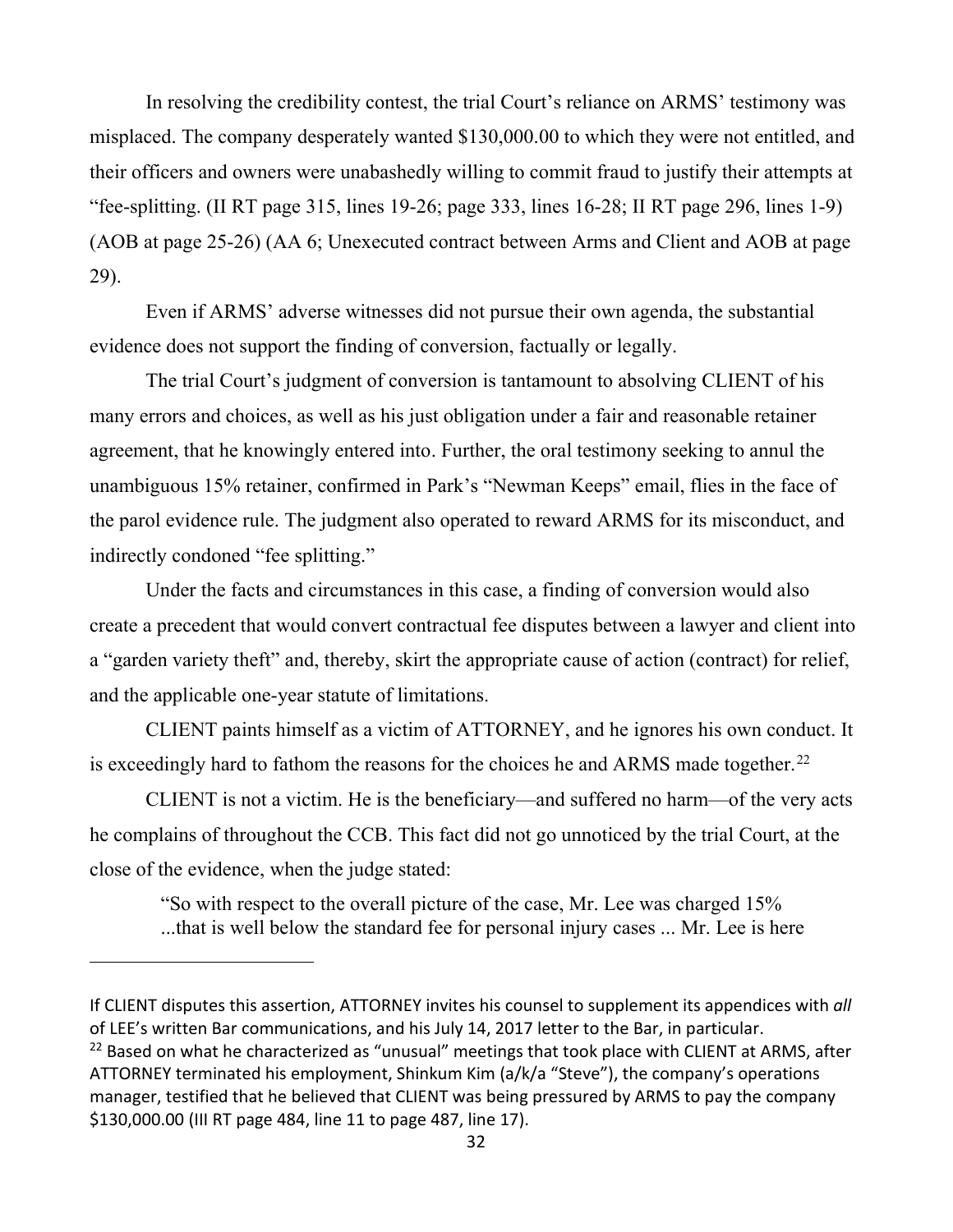In resolving the credibility contest, the trial Court's reliance on ARMS' testimony was misplaced. The company desperately wanted $130,000.00 to which they were not entitled, and their officers and owners were unabashedly willing to commit fraud to justify their attempts at "fee-splitting. (II RT page 315, lines 19-26; page 333, lines 16-28; II RT page 296, lines 1-9) (AOB at page 25-26) (AA 6; Unexecuted contract between Arms and Client and AOB at page 29).

Even if ARMS' adverse witnesses did not pursue their own agenda, the substantial evidence does not support the finding of conversion, factually or legally.

The trial Court's judgment of conversion is tantamount to absolving CLIENT of his many errors and choices, as well as his just obligation under a fair and reasonable retainer agreement, that he knowingly entered into. Further, the oral testimony seeking to annul the unambiguous 15% retainer, confirmed in Park's "Newman Keeps" email, flies in the face of the parol evidence rule. The judgment also operated to reward ARMS for its misconduct, and indirectly condoned "fee splitting."

Under the facts and circumstances in this case, a finding of conversion would also create a precedent that would convert contractual fee disputes between a lawyer and client into a "garden variety theft" and, thereby, skirt the appropriate cause of action (contract) for relief, and the applicable one-year statute of limitations.

CLIENT paints himself as a victim of ATTORNEY, and he ignores his own conduct. It is exceedingly hard to fathom the reasons for the choices he and ARMS made together.[22]

CLIENT is not a victim. He is the beneficiary—and suffered no harm—of the very acts he complains of throughout the CCB. This fact did not go unnoticed by the trial Court, at the close of the evidence, when the judge stated:

> "So with respect to the overall picture of the case, Mr. Lee was charged 15% ...that is well below the standard fee for personal injury cases ... Mr. Lee is here

---

If CLIENT disputes this assertion, ATTORNEY invites his counsel to supplement its appendices with *all* of LEE's written Bar communications, and his July 14, 2017 letter to the Bar, in particular.

[22] Based on what he characterized as "unusual" meetings that took place with CLIENT at ARMS, after ATTORNEY terminated his employment, Shinkum Kim (a/k/a "Steve"), the company's operations manager, testified that he believed that CLIENT was being pressured by ARMS to pay the company $130,000.00 (III RT page 484, line 11 to page 487, line 17).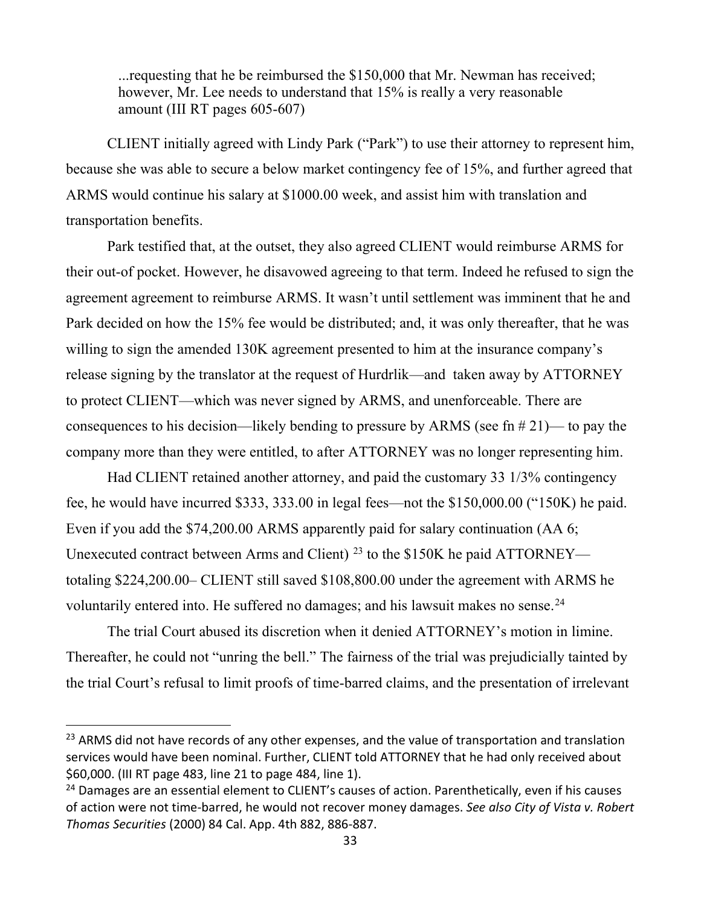> ...requesting that he be reimbursed the $150,000 that Mr. Newman has received; however, Mr. Lee needs to understand that 15% is really a very reasonable amount (III RT pages 605-607)

CLIENT initially agreed with Lindy Park ("Park") to use their attorney to represent him, because she was able to secure a below market contingency fee of 15%, and further agreed that ARMS would continue his salary at $1000.00 week, and assist him with translation and transportation benefits.

Park testified that, at the outset, they also agreed CLIENT would reimburse ARMS for their out-of pocket. However, he disavowed agreeing to that term. Indeed he refused to sign the agreement agreement to reimburse ARMS. It wasn't until settlement was imminent that he and Park decided on how the 15% fee would be distributed; and, it was only thereafter, that he was willing to sign the amended 130K agreement presented to him at the insurance company's release signing by the translator at the request of Hurdrlik—and taken away by ATTORNEY to protect CLIENT—which was never signed by ARMS, and unenforceable. There are consequences to his decision—likely bending to pressure by ARMS (see fn # 21)— to pay the company more than they were entitled, to after ATTORNEY was no longer representing him.

Had CLIENT retained another attorney, and paid the customary 33 1/3% contingency fee, he would have incurred $333, 333.00 in legal fees—not the $150,000.00 ("150K) he paid. Even if you add the $74,200.00 ARMS apparently paid for salary continuation (AA 6; Unexecuted contract between Arms and Client) [23] to the $150K he paid ATTORNEY—totaling $224,200.00– CLIENT still saved $108,800.00 under the agreement with ARMS he voluntarily entered into. He suffered no damages; and his lawsuit makes no sense.[24]

The trial Court abused its discretion when it denied ATTORNEY's motion in limine. Thereafter, he could not "unring the bell." The fairness of the trial was prejudicially tainted by the trial Court's refusal to limit proofs of time-barred claims, and the presentation of irrelevant

---

[23] ARMS did not have records of any other expenses, and the value of transportation and translation services would have been nominal. Further, CLIENT told ATTORNEY that he had only received about $60,000. (III RT page 483, line 21 to page 484, line 1).

[24] Damages are an essential element to CLIENT's causes of action. Parenthetically, even if his causes of action were not time-barred, he would not recover money damages. *See also City of Vista v. Robert Thomas Securities* (2000) 84 Cal. App. 4th 882, 886-887.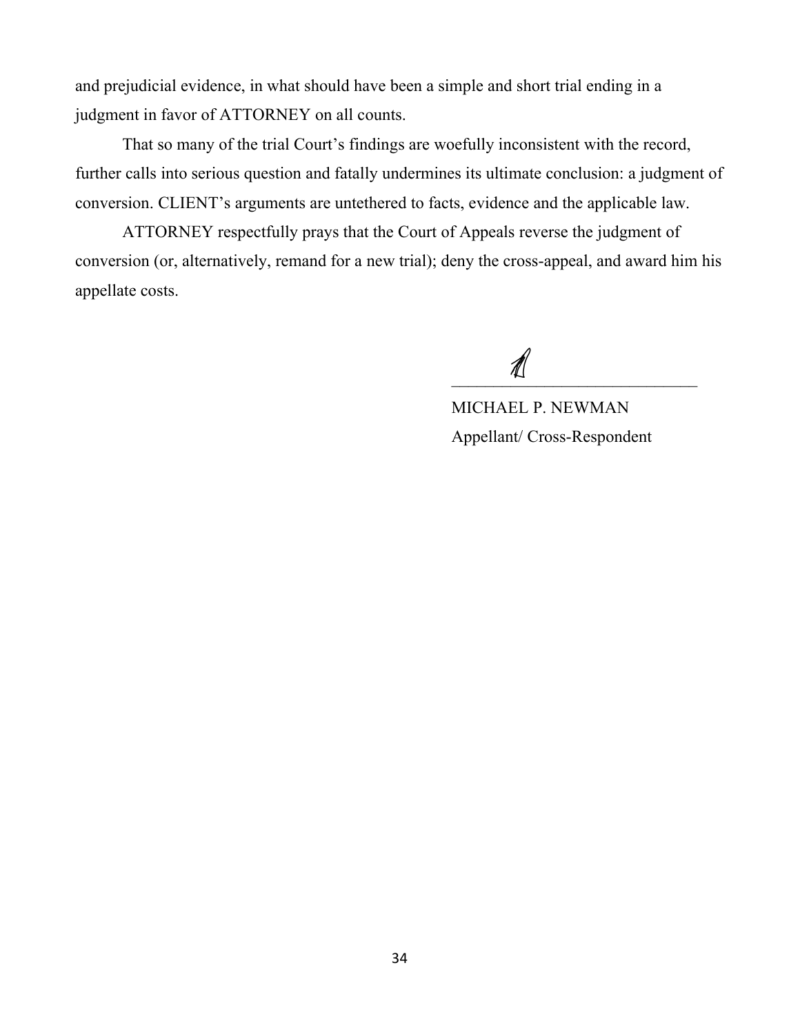and prejudicial evidence, in what should have been a simple and short trial ending in a judgment in favor of ATTORNEY on all counts.

That so many of the trial Court's findings are woefully inconsistent with the record, further calls into serious question and fatally undermines its ultimate conclusion: a judgment of conversion. CLIENT's arguments are untethered to facts, evidence and the applicable law.

ATTORNEY respectfully prays that the Court of Appeals reverse the judgment of conversion (or, alternatively, remand for a new trial); deny the cross-appeal, and award him his appellate costs.

_______________________________

MICHAEL P. NEWMAN

Appellant/ Cross-Respondent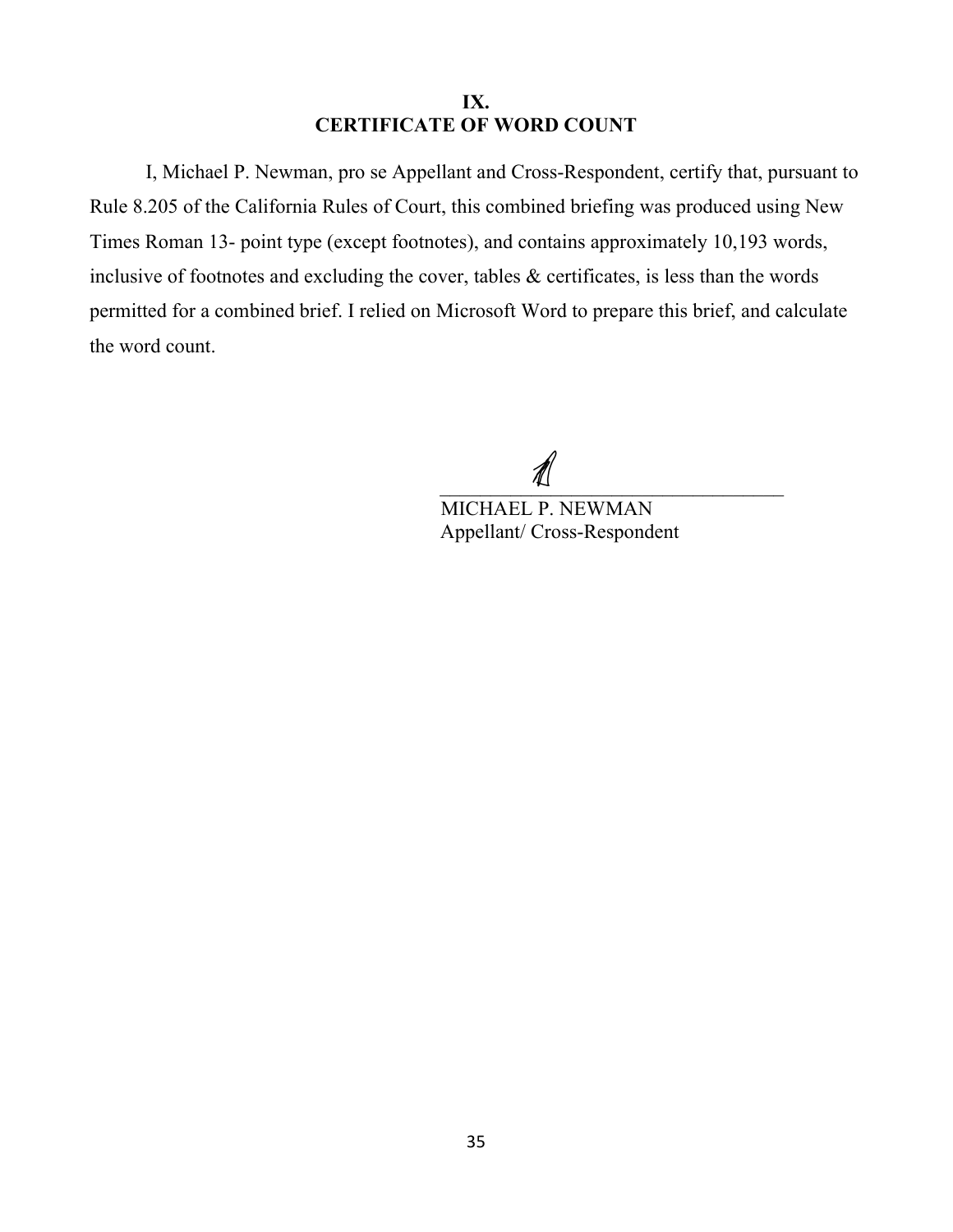# IX.
# CERTIFICATE OF WORD COUNT

I, Michael P. Newman, pro se Appellant and Cross-Respondent, certify that, pursuant to Rule 8.205 of the California Rules of Court, this combined briefing was produced using New Times Roman 13- point type (except footnotes), and contains approximately 10,193 words, inclusive of footnotes and excluding the cover, tables & certificates, is less than the words permitted for a combined brief. I relied on Microsoft Word to prepare this brief, and calculate the word count.

\_\_\_\_\_\_\_\_\_\_\_\_\_\_\_\_\_\_\_\_\_\_\_\_\_\_\_\_\_\_\_\_\_\_\_\_

MICHAEL P. NEWMAN
Appellant/ Cross-Respondent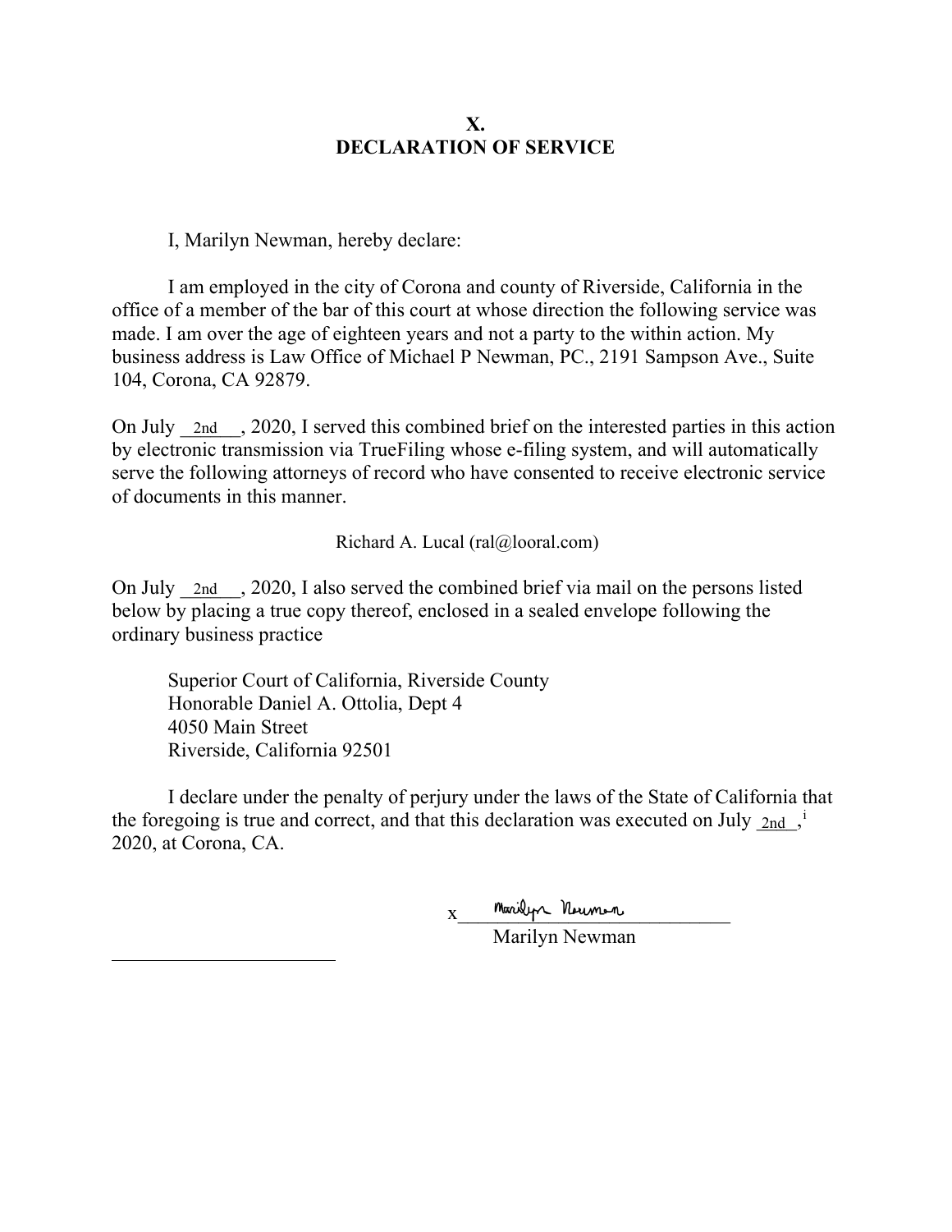## X.
## DECLARATION OF SERVICE

I, Marilyn Newman, hereby declare:

I am employed in the city of Corona and county of Riverside, California in the office of a member of the bar of this court at whose direction the following service was made. I am over the age of eighteen years and not a party to the within action. My business address is Law Office of Michael P Newman, PC., 2191 Sampson Ave., Suite 104, Corona, CA 92879.

On July \_\_2nd\_\_\_, 2020, I served this combined brief on the interested parties in this action by electronic transmission via TrueFiling whose e-filing system, and will automatically serve the following attorneys of record who have consented to receive electronic service of documents in this manner.

Richard A. Lucal (ral@looral.com)

On July \_\_2nd\_\_\_, 2020, I also served the combined brief via mail on the persons listed below by placing a true copy thereof, enclosed in a sealed envelope following the ordinary business practice

Superior Court of California, Riverside County
Honorable Daniel A. Ottolia, Dept 4
4050 Main Street
Riverside, California 92501

I declare under the penalty of perjury under the laws of the State of California that the foregoing is true and correct, and that this declaration was executed on July \_2nd\_\_,[i] 2020, at Corona, CA.

x Marilyn Newman
Marilyn Newman